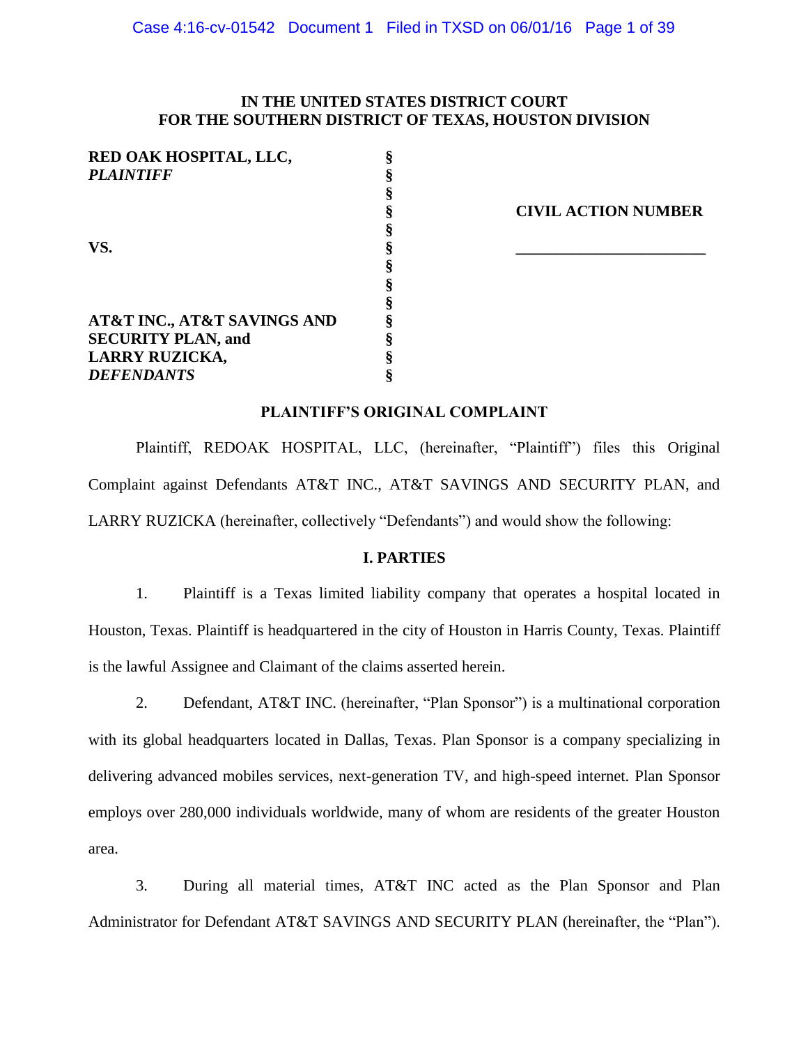**IN THE UNITED STATES DISTRICT COURT**
**FOR THE SOUTHERN DISTRICT OF TEXAS, HOUSTON DIVISION**

| | | |
|---|---|---|
| **RED OAK HOSPITAL, LLC,** | § | |
| ***PLAINTIFF*** | § | |
| | § | |
| | § | **CIVIL ACTION NUMBER** |
| | § | |
| **VS.** | § | ______________________ |
| | § | |
| | § | |
| | § | |
| **AT&T INC., AT&T SAVINGS AND** | § | |
| **SECURITY PLAN, and** | § | |
| **LARRY RUZICKA,** | § | |
| ***DEFENDANTS*** | § | |

**PLAINTIFF'S ORIGINAL COMPLAINT**

Plaintiff, REDOAK HOSPITAL, LLC, (hereinafter, "Plaintiff") files this Original Complaint against Defendants AT&T INC., AT&T SAVINGS AND SECURITY PLAN, and LARRY RUZICKA (hereinafter, collectively "Defendants") and would show the following:

**I. PARTIES**

1. Plaintiff is a Texas limited liability company that operates a hospital located in Houston, Texas. Plaintiff is headquartered in the city of Houston in Harris County, Texas. Plaintiff is the lawful Assignee and Claimant of the claims asserted herein.

2. Defendant, AT&T INC. (hereinafter, "Plan Sponsor") is a multinational corporation with its global headquarters located in Dallas, Texas. Plan Sponsor is a company specializing in delivering advanced mobiles services, next-generation TV, and high-speed internet. Plan Sponsor employs over 280,000 individuals worldwide, many of whom are residents of the greater Houston area.

3. During all material times, AT&T INC acted as the Plan Sponsor and Plan Administrator for Defendant AT&T SAVINGS AND SECURITY PLAN (hereinafter, the "Plan").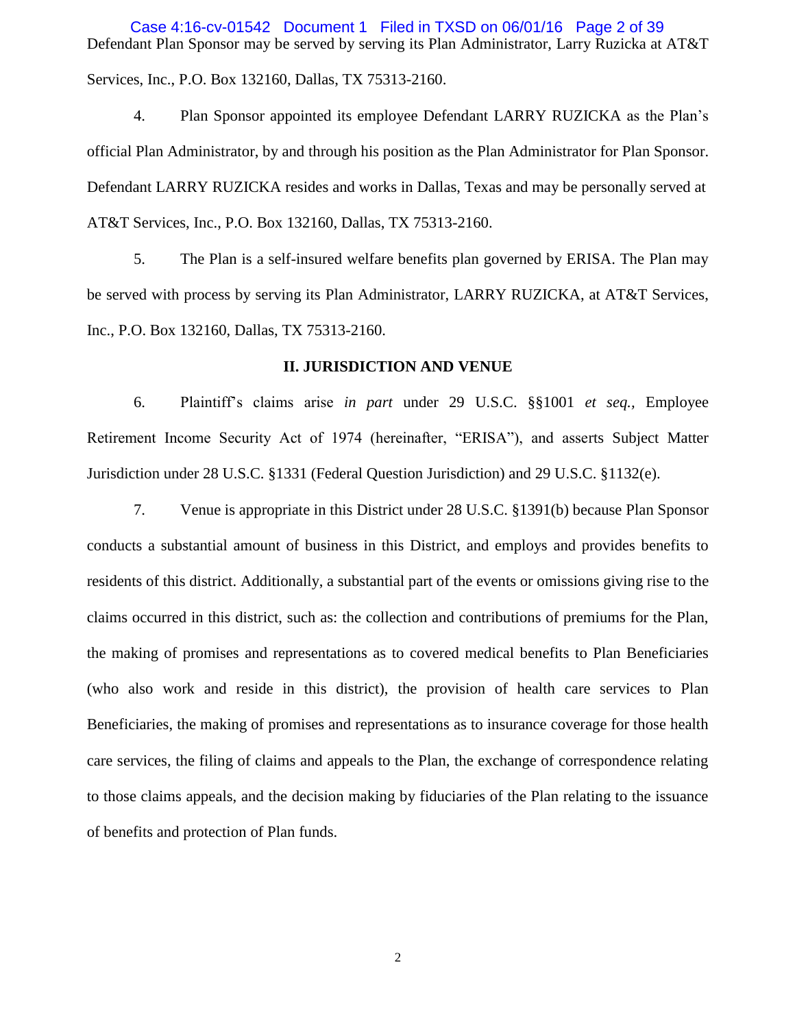Defendant Plan Sponsor may be served by serving its Plan Administrator, Larry Ruzicka at AT&T Services, Inc., P.O. Box 132160, Dallas, TX 75313-2160.

4. Plan Sponsor appointed its employee Defendant LARRY RUZICKA as the Plan's official Plan Administrator, by and through his position as the Plan Administrator for Plan Sponsor. Defendant LARRY RUZICKA resides and works in Dallas, Texas and may be personally served at AT&T Services, Inc., P.O. Box 132160, Dallas, TX 75313-2160.

5. The Plan is a self-insured welfare benefits plan governed by ERISA. The Plan may be served with process by serving its Plan Administrator, LARRY RUZICKA, at AT&T Services, Inc., P.O. Box 132160, Dallas, TX 75313-2160.

## II. JURISDICTION AND VENUE

6. Plaintiff's claims arise *in part* under 29 U.S.C. §§1001 *et seq.,* Employee Retirement Income Security Act of 1974 (hereinafter, "ERISA"), and asserts Subject Matter Jurisdiction under 28 U.S.C. §1331 (Federal Question Jurisdiction) and 29 U.S.C. §1132(e).

7. Venue is appropriate in this District under 28 U.S.C. §1391(b) because Plan Sponsor conducts a substantial amount of business in this District, and employs and provides benefits to residents of this district. Additionally, a substantial part of the events or omissions giving rise to the claims occurred in this district, such as: the collection and contributions of premiums for the Plan, the making of promises and representations as to covered medical benefits to Plan Beneficiaries (who also work and reside in this district), the provision of health care services to Plan Beneficiaries, the making of promises and representations as to insurance coverage for those health care services, the filing of claims and appeals to the Plan, the exchange of correspondence relating to those claims appeals, and the decision making by fiduciaries of the Plan relating to the issuance of benefits and protection of Plan funds.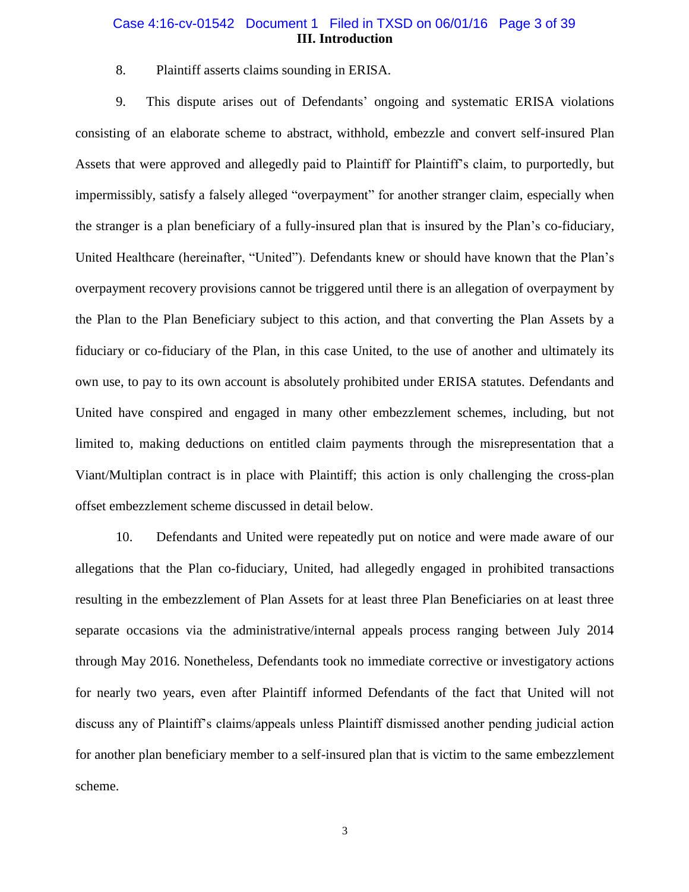## III. Introduction

8. Plaintiff asserts claims sounding in ERISA.

9. This dispute arises out of Defendants' ongoing and systematic ERISA violations consisting of an elaborate scheme to abstract, withhold, embezzle and convert self-insured Plan Assets that were approved and allegedly paid to Plaintiff for Plaintiff's claim, to purportedly, but impermissibly, satisfy a falsely alleged "overpayment" for another stranger claim, especially when the stranger is a plan beneficiary of a fully-insured plan that is insured by the Plan's co-fiduciary, United Healthcare (hereinafter, "United"). Defendants knew or should have known that the Plan's overpayment recovery provisions cannot be triggered until there is an allegation of overpayment by the Plan to the Plan Beneficiary subject to this action, and that converting the Plan Assets by a fiduciary or co-fiduciary of the Plan, in this case United, to the use of another and ultimately its own use, to pay to its own account is absolutely prohibited under ERISA statutes. Defendants and United have conspired and engaged in many other embezzlement schemes, including, but not limited to, making deductions on entitled claim payments through the misrepresentation that a Viant/Multiplan contract is in place with Plaintiff; this action is only challenging the cross-plan offset embezzlement scheme discussed in detail below.

10. Defendants and United were repeatedly put on notice and were made aware of our allegations that the Plan co-fiduciary, United, had allegedly engaged in prohibited transactions resulting in the embezzlement of Plan Assets for at least three Plan Beneficiaries on at least three separate occasions via the administrative/internal appeals process ranging between July 2014 through May 2016. Nonetheless, Defendants took no immediate corrective or investigatory actions for nearly two years, even after Plaintiff informed Defendants of the fact that United will not discuss any of Plaintiff's claims/appeals unless Plaintiff dismissed another pending judicial action for another plan beneficiary member to a self-insured plan that is victim to the same embezzlement scheme.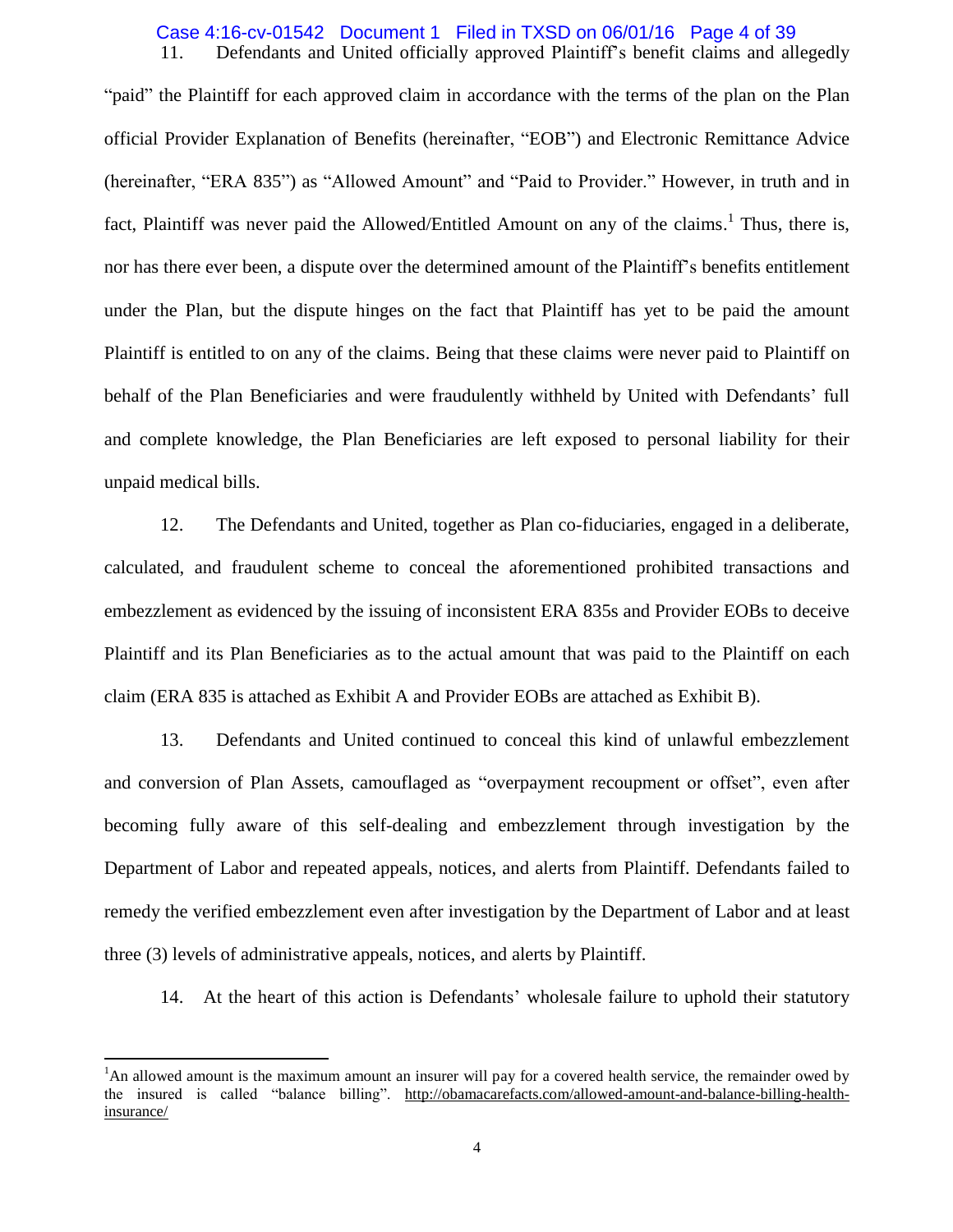11. Defendants and United officially approved Plaintiff's benefit claims and allegedly "paid" the Plaintiff for each approved claim in accordance with the terms of the plan on the Plan official Provider Explanation of Benefits (hereinafter, "EOB") and Electronic Remittance Advice (hereinafter, "ERA 835") as "Allowed Amount" and "Paid to Provider." However, in truth and in fact, Plaintiff was never paid the Allowed/Entitled Amount on any of the claims.[1] Thus, there is, nor has there ever been, a dispute over the determined amount of the Plaintiff's benefits entitlement under the Plan, but the dispute hinges on the fact that Plaintiff has yet to be paid the amount Plaintiff is entitled to on any of the claims. Being that these claims were never paid to Plaintiff on behalf of the Plan Beneficiaries and were fraudulently withheld by United with Defendants' full and complete knowledge, the Plan Beneficiaries are left exposed to personal liability for their unpaid medical bills.

12. The Defendants and United, together as Plan co-fiduciaries, engaged in a deliberate, calculated, and fraudulent scheme to conceal the aforementioned prohibited transactions and embezzlement as evidenced by the issuing of inconsistent ERA 835s and Provider EOBs to deceive Plaintiff and its Plan Beneficiaries as to the actual amount that was paid to the Plaintiff on each claim (ERA 835 is attached as Exhibit A and Provider EOBs are attached as Exhibit B).

13. Defendants and United continued to conceal this kind of unlawful embezzlement and conversion of Plan Assets, camouflaged as "overpayment recoupment or offset", even after becoming fully aware of this self-dealing and embezzlement through investigation by the Department of Labor and repeated appeals, notices, and alerts from Plaintiff. Defendants failed to remedy the verified embezzlement even after investigation by the Department of Labor and at least three (3) levels of administrative appeals, notices, and alerts by Plaintiff.

14. At the heart of this action is Defendants' wholesale failure to uphold their statutory

---

[1] An allowed amount is the maximum amount an insurer will pay for a covered health service, the remainder owed by the insured is called "balance billing". http://obamacarefacts.com/allowed-amount-and-balance-billing-health-insurance/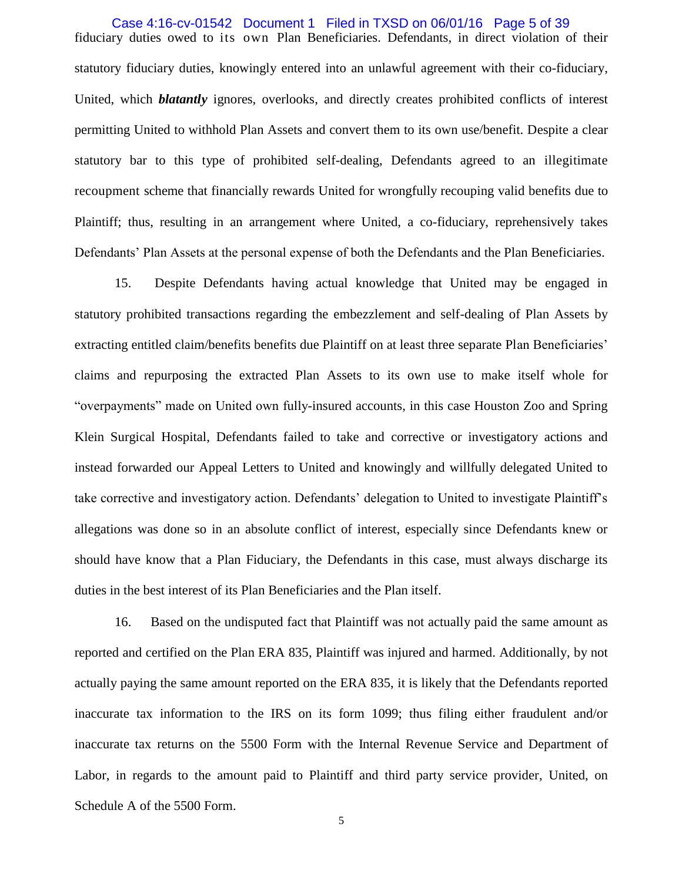fiduciary duties owed to its own Plan Beneficiaries. Defendants, in direct violation of their statutory fiduciary duties, knowingly entered into an unlawful agreement with their co-fiduciary, United, which ***blatantly*** ignores, overlooks, and directly creates prohibited conflicts of interest permitting United to withhold Plan Assets and convert them to its own use/benefit. Despite a clear statutory bar to this type of prohibited self-dealing, Defendants agreed to an illegitimate recoupment scheme that financially rewards United for wrongfully recouping valid benefits due to Plaintiff; thus, resulting in an arrangement where United, a co-fiduciary, reprehensively takes Defendants' Plan Assets at the personal expense of both the Defendants and the Plan Beneficiaries.

15. Despite Defendants having actual knowledge that United may be engaged in statutory prohibited transactions regarding the embezzlement and self-dealing of Plan Assets by extracting entitled claim/benefits benefits due Plaintiff on at least three separate Plan Beneficiaries' claims and repurposing the extracted Plan Assets to its own use to make itself whole for "overpayments" made on United own fully-insured accounts, in this case Houston Zoo and Spring Klein Surgical Hospital, Defendants failed to take and corrective or investigatory actions and instead forwarded our Appeal Letters to United and knowingly and willfully delegated United to take corrective and investigatory action. Defendants' delegation to United to investigate Plaintiff's allegations was done so in an absolute conflict of interest, especially since Defendants knew or should have know that a Plan Fiduciary, the Defendants in this case, must always discharge its duties in the best interest of its Plan Beneficiaries and the Plan itself.

16. Based on the undisputed fact that Plaintiff was not actually paid the same amount as reported and certified on the Plan ERA 835, Plaintiff was injured and harmed. Additionally, by not actually paying the same amount reported on the ERA 835, it is likely that the Defendants reported inaccurate tax information to the IRS on its form 1099; thus filing either fraudulent and/or inaccurate tax returns on the 5500 Form with the Internal Revenue Service and Department of Labor, in regards to the amount paid to Plaintiff and third party service provider, United, on Schedule A of the 5500 Form.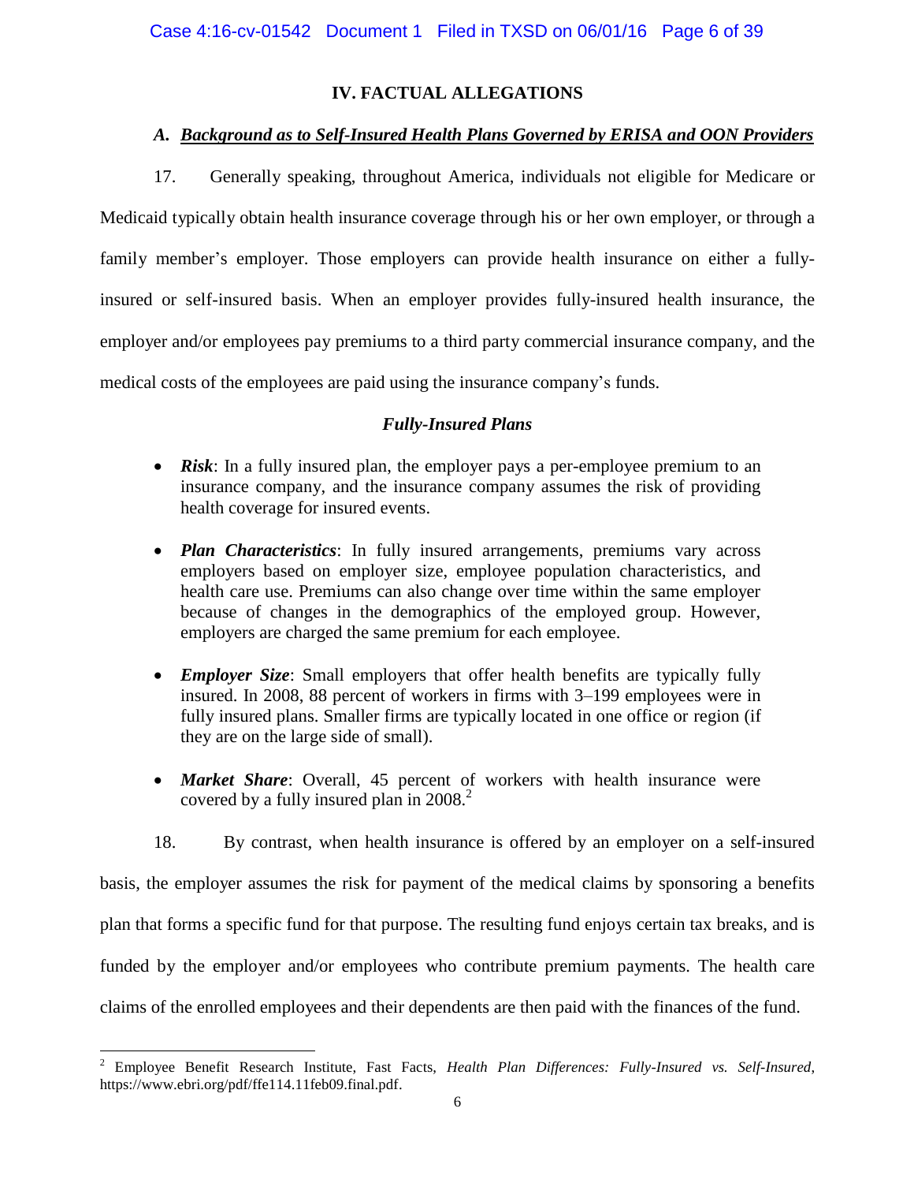## IV. FACTUAL ALLEGATIONS

### *A. Background as to Self-Insured Health Plans Governed by ERISA and OON Providers*

17. Generally speaking, throughout America, individuals not eligible for Medicare or Medicaid typically obtain health insurance coverage through his or her own employer, or through a family member's employer. Those employers can provide health insurance on either a fully-insured or self-insured basis. When an employer provides fully-insured health insurance, the employer and/or employees pay premiums to a third party commercial insurance company, and the medical costs of the employees are paid using the insurance company's funds.

*Fully-Insured Plans*

- ***Risk***: In a fully insured plan, the employer pays a per-employee premium to an insurance company, and the insurance company assumes the risk of providing health coverage for insured events.
- ***Plan Characteristics***: In fully insured arrangements, premiums vary across employers based on employer size, employee population characteristics, and health care use. Premiums can also change over time within the same employer because of changes in the demographics of the employed group. However, employers are charged the same premium for each employee.
- ***Employer Size***: Small employers that offer health benefits are typically fully insured. In 2008, 88 percent of workers in firms with 3–199 employees were in fully insured plans. Smaller firms are typically located in one office or region (if they are on the large side of small).
- ***Market Share***: Overall, 45 percent of workers with health insurance were covered by a fully insured plan in 2008.[2]

18. By contrast, when health insurance is offered by an employer on a self-insured basis, the employer assumes the risk for payment of the medical claims by sponsoring a benefits plan that forms a specific fund for that purpose. The resulting fund enjoys certain tax breaks, and is funded by the employer and/or employees who contribute premium payments. The health care claims of the enrolled employees and their dependents are then paid with the finances of the fund.

[2] Employee Benefit Research Institute, Fast Facts, *Health Plan Differences: Fully-Insured vs. Self-Insured*, https://www.ebri.org/pdf/ffe114.11feb09.final.pdf.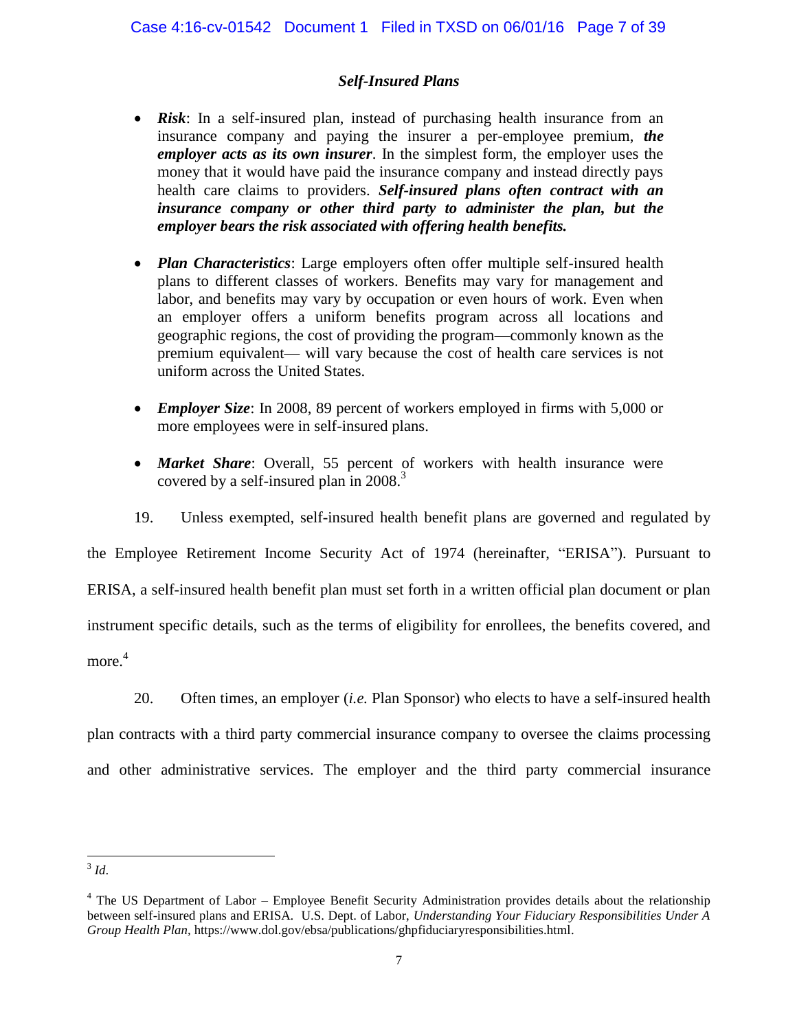### *Self-Insured Plans*

- ***Risk***: In a self-insured plan, instead of purchasing health insurance from an insurance company and paying the insurer a per-employee premium, ***the employer acts as its own insurer***. In the simplest form, the employer uses the money that it would have paid the insurance company and instead directly pays health care claims to providers. ***Self-insured plans often contract with an insurance company or other third party to administer the plan, but the employer bears the risk associated with offering health benefits.***

- ***Plan Characteristics***: Large employers often offer multiple self-insured health plans to different classes of workers. Benefits may vary for management and labor, and benefits may vary by occupation or even hours of work. Even when an employer offers a uniform benefits program across all locations and geographic regions, the cost of providing the program—commonly known as the premium equivalent— will vary because the cost of health care services is not uniform across the United States.

- ***Employer Size***: In 2008, 89 percent of workers employed in firms with 5,000 or more employees were in self-insured plans.

- ***Market Share***: Overall, 55 percent of workers with health insurance were covered by a self-insured plan in 2008.[3]

19. Unless exempted, self-insured health benefit plans are governed and regulated by the Employee Retirement Income Security Act of 1974 (hereinafter, "ERISA"). Pursuant to ERISA, a self-insured health benefit plan must set forth in a written official plan document or plan instrument specific details, such as the terms of eligibility for enrollees, the benefits covered, and more.[4]

20. Often times, an employer (*i.e.* Plan Sponsor) who elects to have a self-insured health plan contracts with a third party commercial insurance company to oversee the claims processing and other administrative services. The employer and the third party commercial insurance

---

[3] *Id*.

[4] The US Department of Labor – Employee Benefit Security Administration provides details about the relationship between self-insured plans and ERISA. U.S. Dept. of Labor, *Understanding Your Fiduciary Responsibilities Under A Group Health Plan,* https://www.dol.gov/ebsa/publications/ghpfiduciaryresponsibilities.html.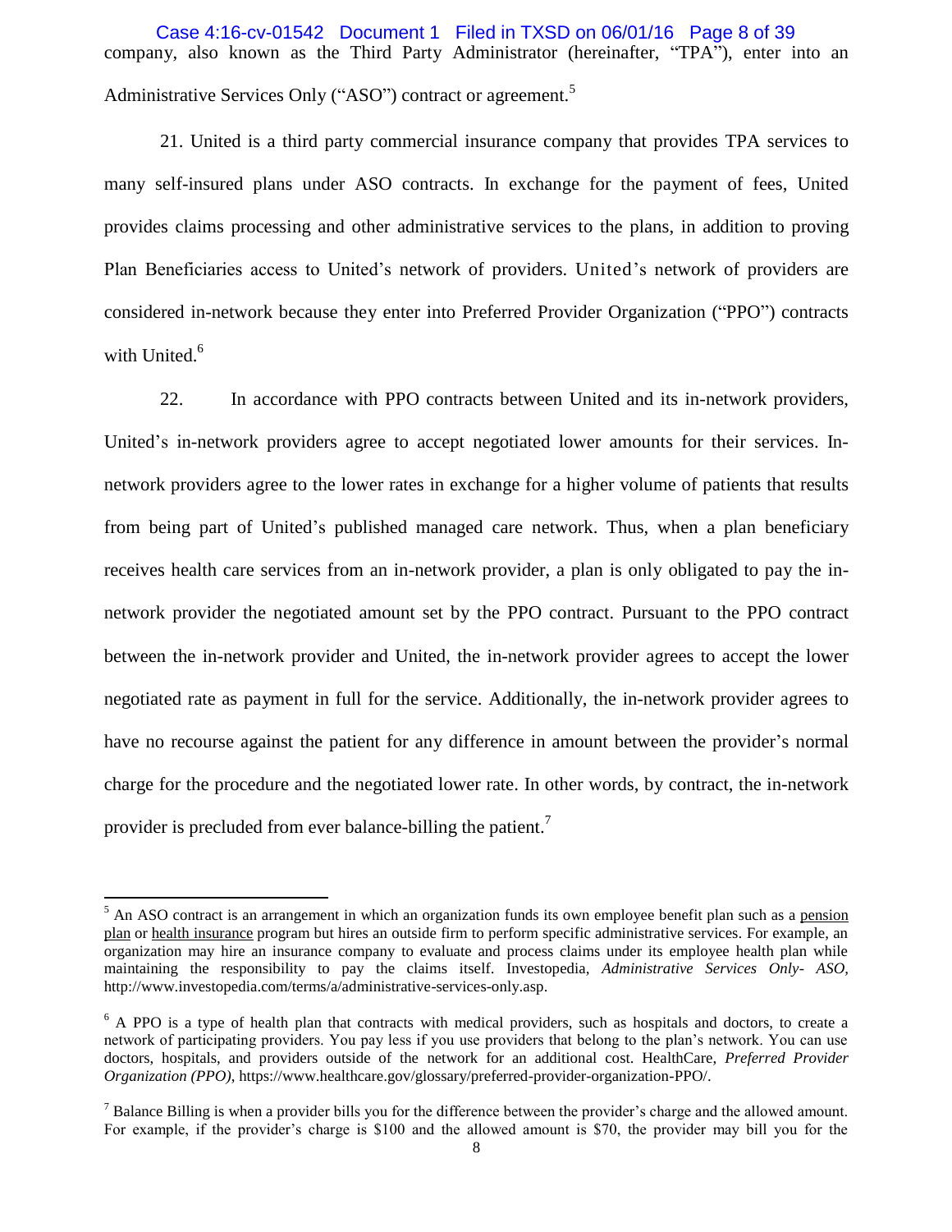company, also known as the Third Party Administrator (hereinafter, "TPA"), enter into an Administrative Services Only ("ASO") contract or agreement.[5]

21. United is a third party commercial insurance company that provides TPA services to many self-insured plans under ASO contracts. In exchange for the payment of fees, United provides claims processing and other administrative services to the plans, in addition to proving Plan Beneficiaries access to United's network of providers. United's network of providers are considered in-network because they enter into Preferred Provider Organization ("PPO") contracts with United.[6]

22. In accordance with PPO contracts between United and its in-network providers, United's in-network providers agree to accept negotiated lower amounts for their services. In-network providers agree to the lower rates in exchange for a higher volume of patients that results from being part of United's published managed care network. Thus, when a plan beneficiary receives health care services from an in-network provider, a plan is only obligated to pay the in-network provider the negotiated amount set by the PPO contract. Pursuant to the PPO contract between the in-network provider and United, the in-network provider agrees to accept the lower negotiated rate as payment in full for the service. Additionally, the in-network provider agrees to have no recourse against the patient for any difference in amount between the provider's normal charge for the procedure and the negotiated lower rate. In other words, by contract, the in-network provider is precluded from ever balance-billing the patient.[7]

---

[5] An ASO contract is an arrangement in which an organization funds its own employee benefit plan such as a pension plan or health insurance program but hires an outside firm to perform specific administrative services. For example, an organization may hire an insurance company to evaluate and process claims under its employee health plan while maintaining the responsibility to pay the claims itself. Investopedia, *Administrative Services Only- ASO*, http://www.investopedia.com/terms/a/administrative-services-only.asp.

[6] A PPO is a type of health plan that contracts with medical providers, such as hospitals and doctors, to create a network of participating providers. You pay less if you use providers that belong to the plan's network. You can use doctors, hospitals, and providers outside of the network for an additional cost. HealthCare, *Preferred Provider Organization (PPO)*, https://www.healthcare.gov/glossary/preferred-provider-organization-PPO/.

[7] Balance Billing is when a provider bills you for the difference between the provider's charge and the allowed amount. For example, if the provider's charge is $100 and the allowed amount is $70, the provider may bill you for the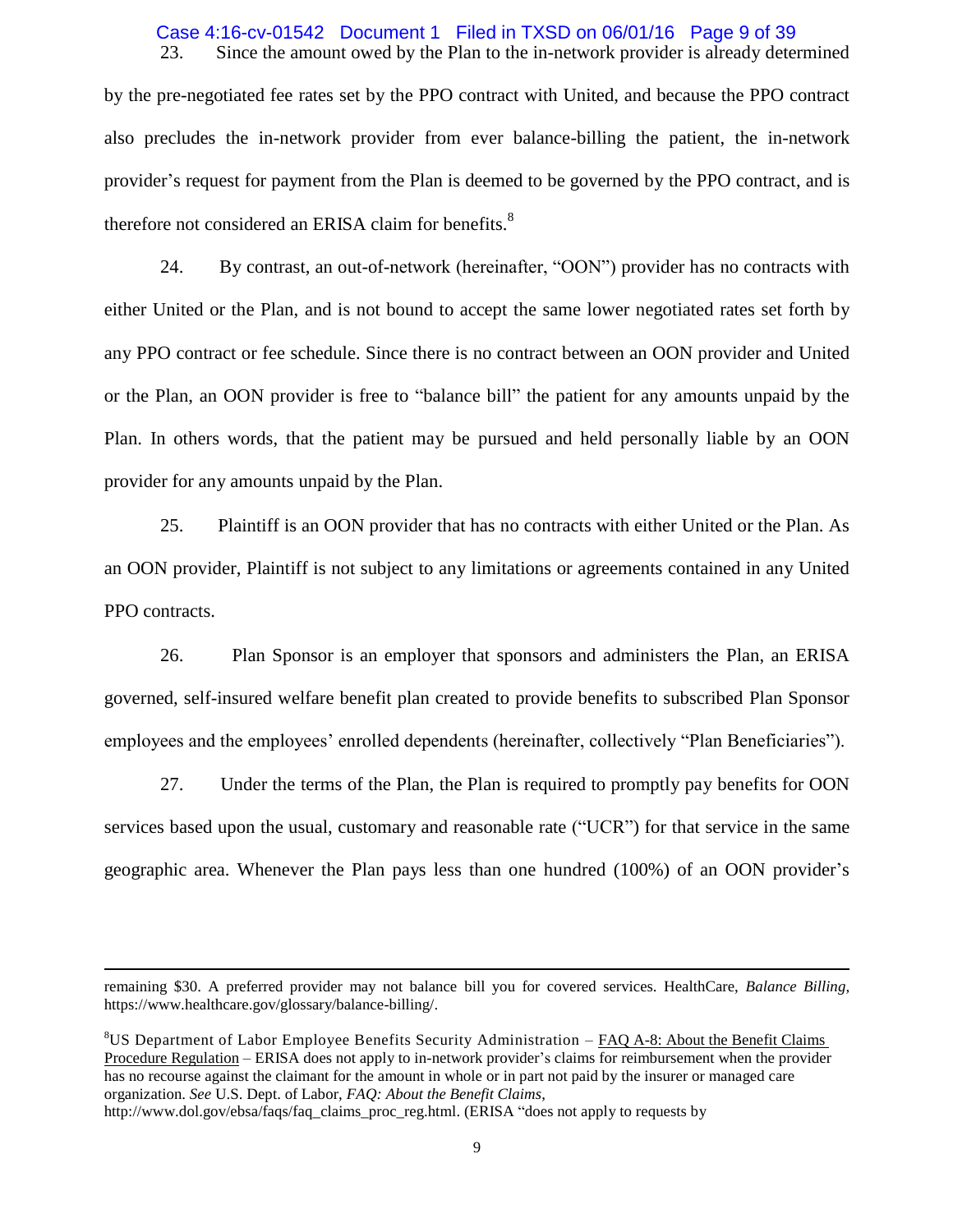23. Since the amount owed by the Plan to the in-network provider is already determined by the pre-negotiated fee rates set by the PPO contract with United, and because the PPO contract also precludes the in-network provider from ever balance-billing the patient, the in-network provider's request for payment from the Plan is deemed to be governed by the PPO contract, and is therefore not considered an ERISA claim for benefits.[8]

24. By contrast, an out-of-network (hereinafter, "OON") provider has no contracts with either United or the Plan, and is not bound to accept the same lower negotiated rates set forth by any PPO contract or fee schedule. Since there is no contract between an OON provider and United or the Plan, an OON provider is free to "balance bill" the patient for any amounts unpaid by the Plan. In others words, that the patient may be pursued and held personally liable by an OON provider for any amounts unpaid by the Plan.

25. Plaintiff is an OON provider that has no contracts with either United or the Plan. As an OON provider, Plaintiff is not subject to any limitations or agreements contained in any United PPO contracts.

26. Plan Sponsor is an employer that sponsors and administers the Plan, an ERISA governed, self-insured welfare benefit plan created to provide benefits to subscribed Plan Sponsor employees and the employees' enrolled dependents (hereinafter, collectively "Plan Beneficiaries").

27. Under the terms of the Plan, the Plan is required to promptly pay benefits for OON services based upon the usual, customary and reasonable rate ("UCR") for that service in the same geographic area. Whenever the Plan pays less than one hundred (100%) of an OON provider's

---

remaining $30. A preferred provider may not balance bill you for covered services. HealthCare, *Balance Billing*, https://www.healthcare.gov/glossary/balance-billing/.

[8]US Department of Labor Employee Benefits Security Administration – FAQ A-8: About the Benefit Claims Procedure Regulation – ERISA does not apply to in-network provider's claims for reimbursement when the provider has no recourse against the claimant for the amount in whole or in part not paid by the insurer or managed care organization. *See* U.S. Dept. of Labor, *FAQ: About the Benefit Claims*, http://www.dol.gov/ebsa/faqs/faq_claims_proc_reg.html. (ERISA "does not apply to requests by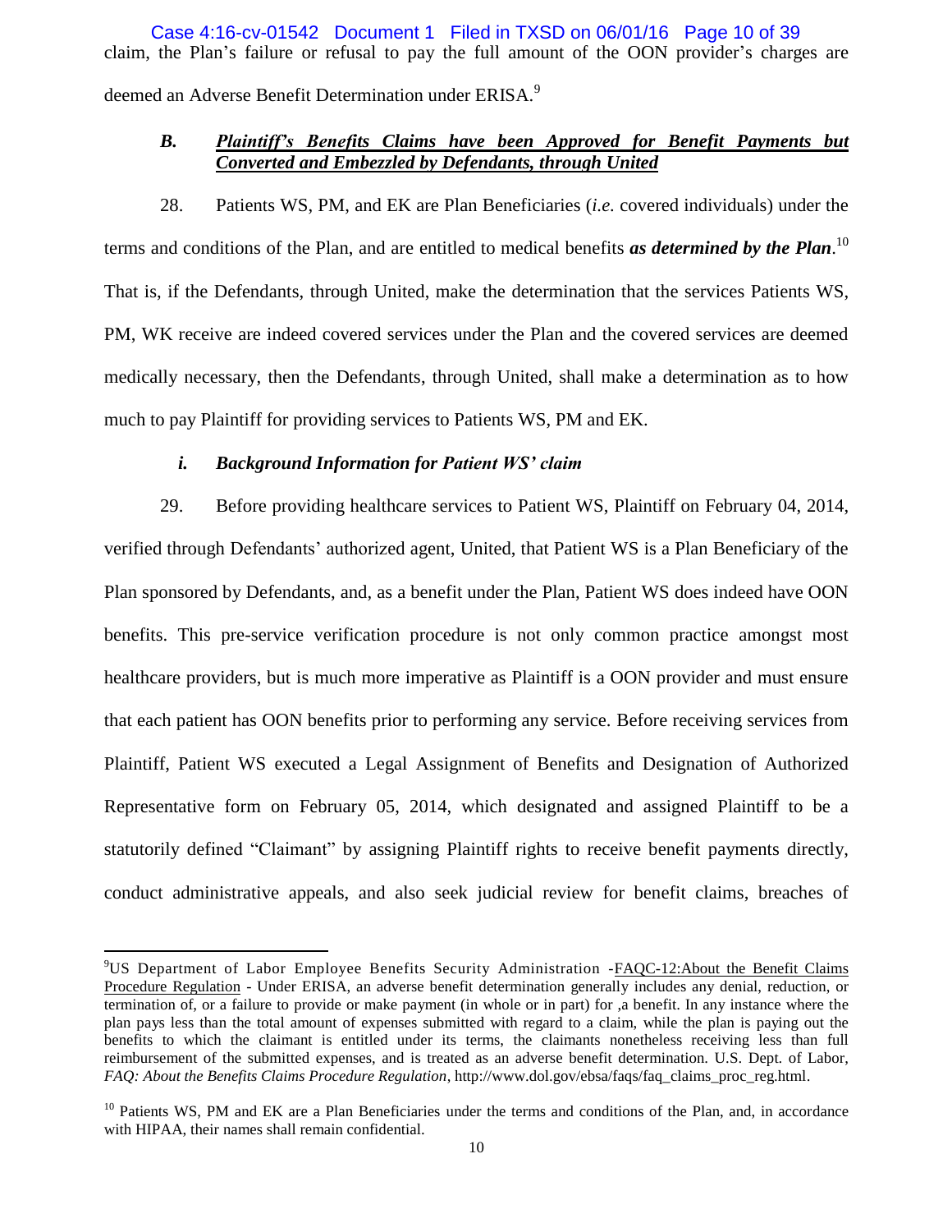claim, the Plan's failure or refusal to pay the full amount of the OON provider's charges are deemed an Adverse Benefit Determination under ERISA.[9]

### *B. Plaintiff's Benefits Claims have been Approved for Benefit Payments but Converted and Embezzled by Defendants, through United*

28. Patients WS, PM, and EK are Plan Beneficiaries (*i.e.* covered individuals) under the terms and conditions of the Plan, and are entitled to medical benefits ***as determined by the Plan***.[10] That is, if the Defendants, through United, make the determination that the services Patients WS, PM, WK receive are indeed covered services under the Plan and the covered services are deemed medically necessary, then the Defendants, through United, shall make a determination as to how much to pay Plaintiff for providing services to Patients WS, PM and EK.

#### *i. Background Information for Patient WS' claim*

29. Before providing healthcare services to Patient WS, Plaintiff on February 04, 2014, verified through Defendants' authorized agent, United, that Patient WS is a Plan Beneficiary of the Plan sponsored by Defendants, and, as a benefit under the Plan, Patient WS does indeed have OON benefits. This pre-service verification procedure is not only common practice amongst most healthcare providers, but is much more imperative as Plaintiff is a OON provider and must ensure that each patient has OON benefits prior to performing any service. Before receiving services from Plaintiff, Patient WS executed a Legal Assignment of Benefits and Designation of Authorized Representative form on February 05, 2014, which designated and assigned Plaintiff to be a statutorily defined "Claimant" by assigning Plaintiff rights to receive benefit payments directly, conduct administrative appeals, and also seek judicial review for benefit claims, breaches of

---

[9] US Department of Labor Employee Benefits Security Administration -FAQC-12:About the Benefit Claims Procedure Regulation - Under ERISA, an adverse benefit determination generally includes any denial, reduction, or termination of, or a failure to provide or make payment (in whole or in part) for ,a benefit. In any instance where the plan pays less than the total amount of expenses submitted with regard to a claim, while the plan is paying out the benefits to which the claimant is entitled under its terms, the claimants nonetheless receiving less than full reimbursement of the submitted expenses, and is treated as an adverse benefit determination. U.S. Dept. of Labor, *FAQ: About the Benefits Claims Procedure Regulation*, http://www.dol.gov/ebsa/faqs/faq_claims_proc_reg.html.

[10] Patients WS, PM and EK are a Plan Beneficiaries under the terms and conditions of the Plan, and, in accordance with HIPAA, their names shall remain confidential.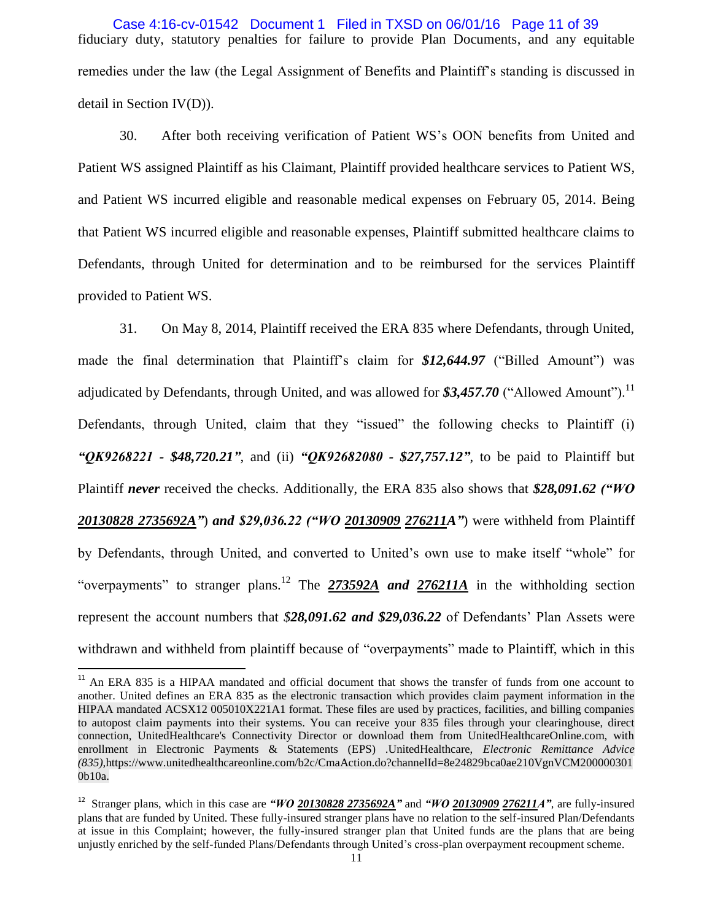fiduciary duty, statutory penalties for failure to provide Plan Documents, and any equitable remedies under the law (the Legal Assignment of Benefits and Plaintiff's standing is discussed in detail in Section IV(D)).

30. After both receiving verification of Patient WS's OON benefits from United and Patient WS assigned Plaintiff as his Claimant, Plaintiff provided healthcare services to Patient WS, and Patient WS incurred eligible and reasonable medical expenses on February 05, 2014. Being that Patient WS incurred eligible and reasonable expenses, Plaintiff submitted healthcare claims to Defendants, through United for determination and to be reimbursed for the services Plaintiff provided to Patient WS.

31. On May 8, 2014, Plaintiff received the ERA 835 where Defendants, through United, made the final determination that Plaintiff's claim for ***$12,644.97*** ("Billed Amount") was adjudicated by Defendants, through United, and was allowed for ***$3,457.70*** ("Allowed Amount").[11] Defendants, through United, claim that they "issued" the following checks to Plaintiff (i) ***"QK9268221 - $48,720.21"***, and (ii) ***"QK92682080 - $27,757.12"***, to be paid to Plaintiff but Plaintiff ***never*** received the checks. Additionally, the ERA 835 also shows that ***$28,091.62 ("WO <u>20130828</u> <u>2735692A</u>")*** and ***$29,036.22 ("WO <u>20130909</u> <u>276211A</u>")*** were withheld from Plaintiff by Defendants, through United, and converted to United's own use to make itself "whole" for "overpayments" to stranger plans.[12] The ***<u>273592A</u> and <u>276211A</u>*** in the withholding section represent the account numbers that ***$28,091.62 and $29,036.22*** of Defendants' Plan Assets were withdrawn and withheld from plaintiff because of "overpayments" made to Plaintiff, which in this

---

[11] An ERA 835 is a HIPAA mandated and official document that shows the transfer of funds from one account to another. United defines an ERA 835 as the electronic transaction which provides claim payment information in the HIPAA mandated ACSX12 005010X221A1 format. These files are used by practices, facilities, and billing companies to autopost claim payments into their systems. You can receive your 835 files through your clearinghouse, direct connection, UnitedHealthcare's Connectivity Director or download them from UnitedHealthcareOnline.com, with enrollment in Electronic Payments & Statements (EPS) .UnitedHealthcare, *Electronic Remittance Advice (835)*,https://www.unitedhealthcareonline.com/b2c/CmaAction.do?channelId=8e24829bca0ae210VgnVCM2000003010b10a.

[12] Stranger plans, which in this case are ***"WO <u>20130828</u> <u>2735692A</u>"*** and ***"WO <u>20130909</u> <u>276211A</u>"***, are fully-insured plans that are funded by United. These fully-insured stranger plans have no relation to the self-insured Plan/Defendants at issue in this Complaint; however, the fully-insured stranger plan that United funds are the plans that are being unjustly enriched by the self-funded Plans/Defendants through United's cross-plan overpayment recoupment scheme.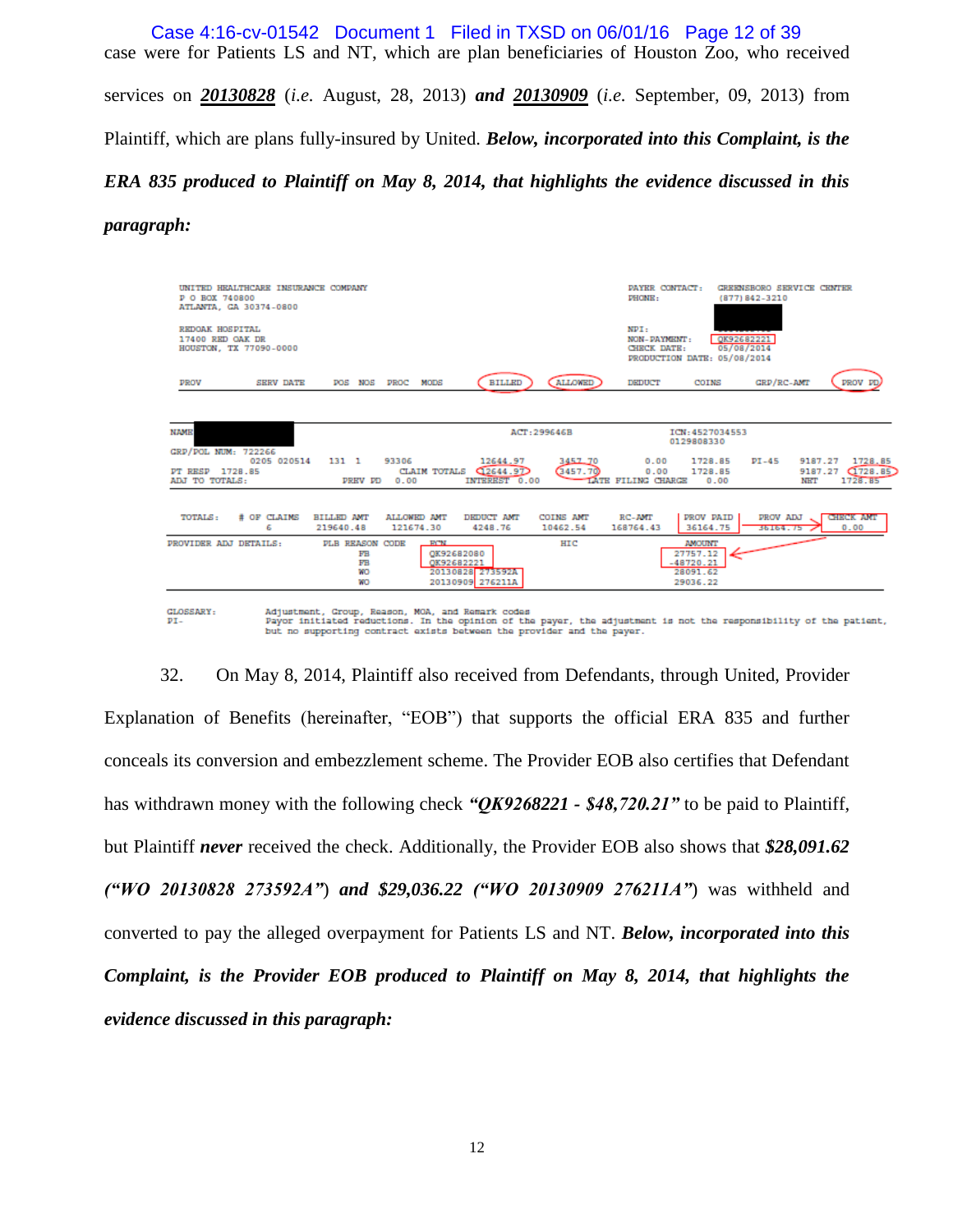case were for Patients LS and NT, which are plan beneficiaries of Houston Zoo, who received services on ***20130828*** (*i.e.* August, 28, 2013) ***and 20130909*** (*i.e.* September, 09, 2013) from Plaintiff, which are plans fully-insured by United. ***Below, incorporated into this Complaint, is the ERA 835 produced to Plaintiff on May 8, 2014, that highlights the evidence discussed in this paragraph:***

```
UNITED HEALTHCARE INSURANCE COMPANY                                  PAYER CONTACT:   GREENSBORO SERVICE CENTER
P O BOX 740800                                                       PHONE:           (877) 842-3210
ATLANTA, GA 30374-0800

REDOAK HOSPITAL                                                      NPI:
17400 RED OAK DR                                                     NON-PAYMENT:     QK92682221
HOUSTON, TX 77090-0000                                               CHECK DATE:      05/08/2014
                                                                     PRODUCTION DATE: 05/08/2014

PROV      SERV DATE     POS  NOS  PROC  MODS       BILLED    ALLOWED   DEDUCT    COINS     GRP/RC-AMT   PROV PD

NAME                                         ACT:299646B                ICN:4527034553
                                                                        0129808330
GRP/POL NUM: 722266
          0205 020514   131  1    93306            12644.97  3457.70   0.00      1728.85   PI-45   9187.27   1728.85
PT RESP  1728.85                  CLAIM TOTALS     12644.97  3457.70   0.00      1728.85           9187.27   1728.85
ADJ TO TOTALS:                PREV PD  0.00     INTEREST  0.00    LATE FILING CHARGE  0.00         NET       1728.85

TOTALS:   # OF CLAIMS   BILLED AMT   ALLOWED AMT   DEDUCT AMT   COINS AMT   RC-AMT      PROV PAID   PROV ADJ    CHECK AMT
          6             219640.48    121674.30     4248.76      10462.54    168764.43   36164.75    36164.75    0.00

PROVIDER ADJ DETAILS:   PLB REASON CODE   FCN                    HIC         AMOUNT
                        FB                QK92682080                         27757.12
                        FB                QK92682221                         -48720.21
                        WO                20130828 273592A                   28091.62
                        WO                20130909 276211A                   29036.22

GLOSSARY:   Adjustment, Group, Reason, MOA, and Remark codes
PI-         Payor initiated reductions. In the opinion of the payer, the adjustment is not the responsibility of the patient,
            but no supporting contract exists between the provider and the payer.
```

32. On May 8, 2014, Plaintiff also received from Defendants, through United, Provider Explanation of Benefits (hereinafter, "EOB") that supports the official ERA 835 and further conceals its conversion and embezzlement scheme. The Provider EOB also certifies that Defendant has withdrawn money with the following check ***"QK9268221 - $48,720.21"*** to be paid to Plaintiff, but Plaintiff ***never*** received the check. Additionally, the Provider EOB also shows that ***$28,091.62 ("WO 20130828 273592A")*** ***and $29,036.22 ("WO 20130909 276211A")*** was withheld and converted to pay the alleged overpayment for Patients LS and NT. ***Below, incorporated into this Complaint, is the Provider EOB produced to Plaintiff on May 8, 2014, that highlights the evidence discussed in this paragraph:***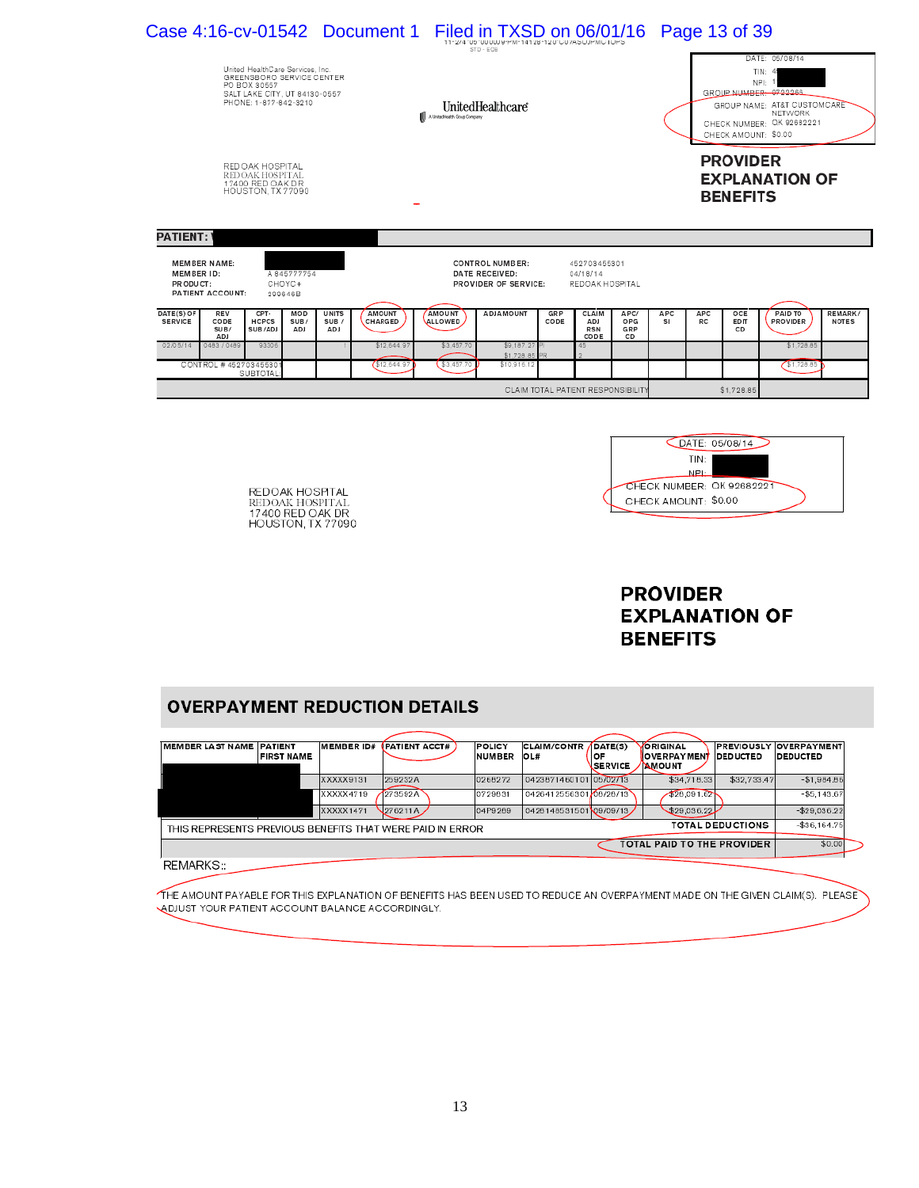United HealthCare Services, Inc.
GREENSBORO SERVICE CENTER
PO BOX 30557
SALT LAKE CITY, UT 84130-0557
PHONE: 1-877-842-3210

UnitedHealthcare
A UnitedHealth Group Company

DATE: 05/08/14
TIN: 4
NPI: 1
GROUP NUMBER: 0702966
GROUP NAME: AT&T CUSTOMCARE NETWORK
CHECK NUMBER: QK 92682221
CHECK AMOUNT: $0.00

REDOAK HOSPITAL
REDOAK HOSPITAL
17400 RED OAK DR
HOUSTON, TX 77090

# PROVIDER EXPLANATION OF BENEFITS

**PATIENT:**

**MEMBER NAME:**
**MEMBER ID:** A 845777754
**PRODUCT:** CHOYC+
**PATIENT ACCOUNT:** 299646B

**CONTROL NUMBER:** 452703456301
**DATE RECEIVED:** 04/18/14
**PROVIDER OF SERVICE:** REDOAK HOSPITAL

| DATE(S) OF SERVICE | REV CODE SUB/ADJ | CPT-HCPCS SUB/ADJ | MOD SUB/ADJ | UNITS SUB/ADJ | AMOUNT CHARGED | AMOUNT ALLOWED | ADJ AMOUNT | GRP CODE | CLAIM ADJ RSN CODE | APC/OPG GRP CD | APC SI | APC RC | OCE EDIT CD | PAID TO PROVIDER | REMARK/NOTES |
|---|---|---|---|---|---|---|---|---|---|---|---|---|---|---|---|
| 02/05/14 | 0483 / 0489 | 93306 | | 1 | $12,644.97 | $3,457.70 | $9,187.27<br>$1,728.85 | PI<br>PR | 45<br>2 | | | | | $1,728.85 | |
| CONTROL # 452703456301 SUBTOTAL | | | | | $12,644.97 | $3,457.70 | $10,916.12 | | | | | | | $1,728.85 | |
| CLAIM TOTAL PATIENT RESPONSIBILITY | | | | | | | | | | | | $1,728.85 | | | |

DATE: 05/08/14
TIN:
NPI:
CHECK NUMBER: QK 92682221
CHECK AMOUNT: $0.00

REDOAK HOSPITAL
REDOAK HOSPITAL
17400 RED OAK DR
HOUSTON, TX 77090

# PROVIDER EXPLANATION OF BENEFITS

## OVERPAYMENT REDUCTION DETAILS

| MEMBER LAST NAME | PATIENT FIRST NAME | MEMBER ID# | PATIENT ACCT# | POLICY NUMBER | CLAIM/CONTR OL# | DATE(S) OF SERVICE | ORIGINAL OVERPAYMENT AMOUNT | PREVIOUSLY DEDUCTED | OVERPAYMENT DEDUCTED |
|---|---|---|---|---|---|---|---|---|---|
| | | XXXXX9131 | 259232A | 0268272 | 0423871460101 | 05/02/13 | $34,718.33 | $32,733.47 | -$1,984.86 |
| | | XXXXX4719 | 273592A | 0729631 | 0426412556301 | 08/28/13 | $29,091.02 | | -$5,143.67 |
| | | XXXXX1471 | 276211A | 04P9289 | 0429148531501 | 09/09/13 | $29,036.22 | | -$29,036.22 |
| THIS REPRESENTS PREVIOUS BENEFITS THAT WERE PAID IN ERROR | | | | | | | TOTAL DEDUCTIONS | | -$36,164.75 |
| | | | | | | | TOTAL PAID TO THE PROVIDER | | $0.00 |

REMARKS::

THE AMOUNT PAYABLE FOR THIS EXPLANATION OF BENEFITS HAS BEEN USED TO REDUCE AN OVERPAYMENT MADE ON THE GIVEN CLAIM(S). PLEASE ADJUST YOUR PATIENT ACCOUNT BALANCE ACCORDINGLY.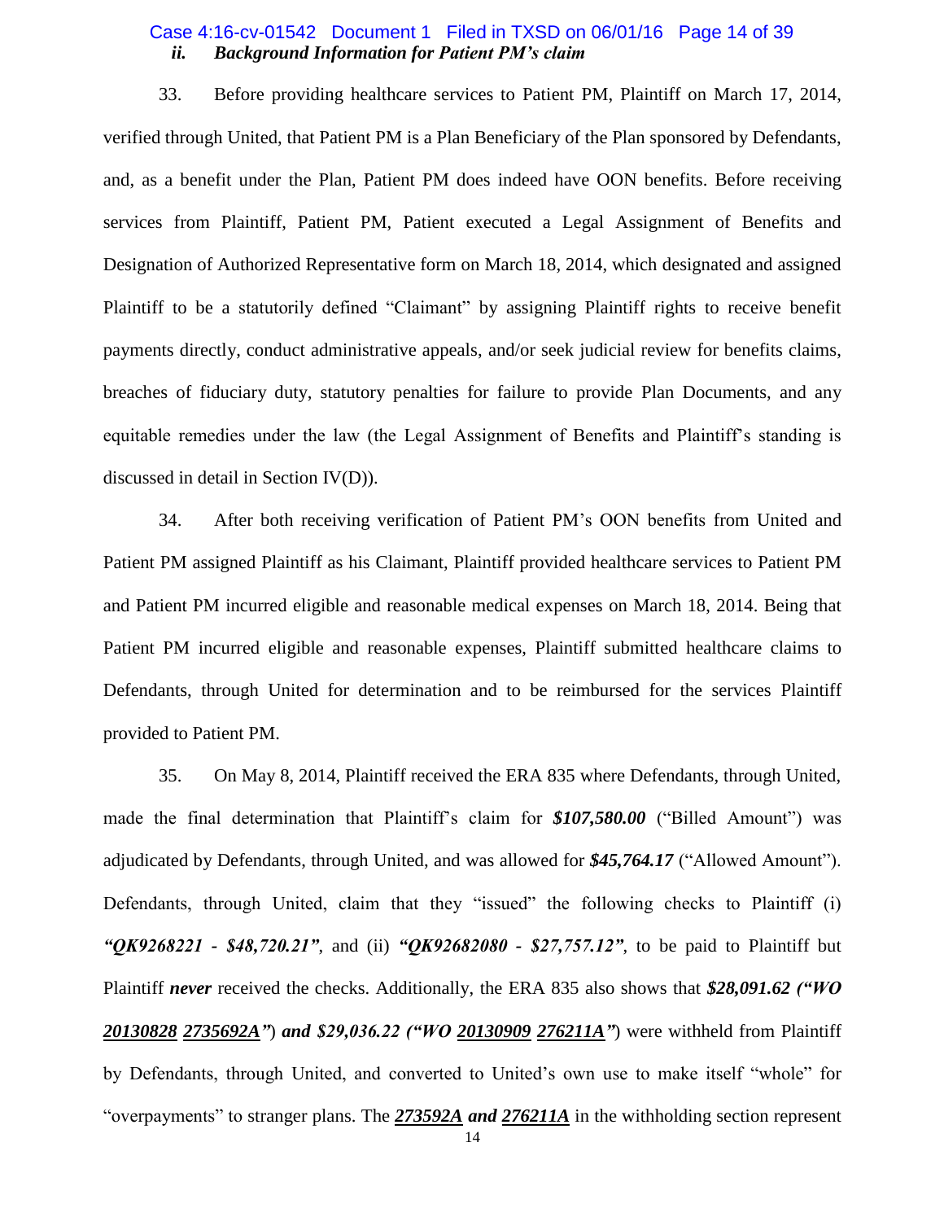### *ii. Background Information for Patient PM's claim*

33. Before providing healthcare services to Patient PM, Plaintiff on March 17, 2014, verified through United, that Patient PM is a Plan Beneficiary of the Plan sponsored by Defendants, and, as a benefit under the Plan, Patient PM does indeed have OON benefits. Before receiving services from Plaintiff, Patient PM, Patient executed a Legal Assignment of Benefits and Designation of Authorized Representative form on March 18, 2014, which designated and assigned Plaintiff to be a statutorily defined "Claimant" by assigning Plaintiff rights to receive benefit payments directly, conduct administrative appeals, and/or seek judicial review for benefits claims, breaches of fiduciary duty, statutory penalties for failure to provide Plan Documents, and any equitable remedies under the law (the Legal Assignment of Benefits and Plaintiff's standing is discussed in detail in Section IV(D)).

34. After both receiving verification of Patient PM's OON benefits from United and Patient PM assigned Plaintiff as his Claimant, Plaintiff provided healthcare services to Patient PM and Patient PM incurred eligible and reasonable medical expenses on March 18, 2014. Being that Patient PM incurred eligible and reasonable expenses, Plaintiff submitted healthcare claims to Defendants, through United for determination and to be reimbursed for the services Plaintiff provided to Patient PM.

35. On May 8, 2014, Plaintiff received the ERA 835 where Defendants, through United, made the final determination that Plaintiff's claim for ***$107,580.00*** ("Billed Amount") was adjudicated by Defendants, through United, and was allowed for ***$45,764.17*** ("Allowed Amount"). Defendants, through United, claim that they "issued" the following checks to Plaintiff (i) ***"QK9268221 - $48,720.21"***, and (ii) ***"QK92682080 - $27,757.12"***, to be paid to Plaintiff but Plaintiff ***never*** received the checks. Additionally, the ERA 835 also shows that ***$28,091.62 ("WO <u>20130828</u> <u>2735692A</u>")*** ***and $29,036.22 ("WO <u>20130909</u> <u>276211A</u>")*** were withheld from Plaintiff by Defendants, through United, and converted to United's own use to make itself "whole" for "overpayments" to stranger plans. The ***<u>273592A</u> and <u>276211A</u>*** in the withholding section represent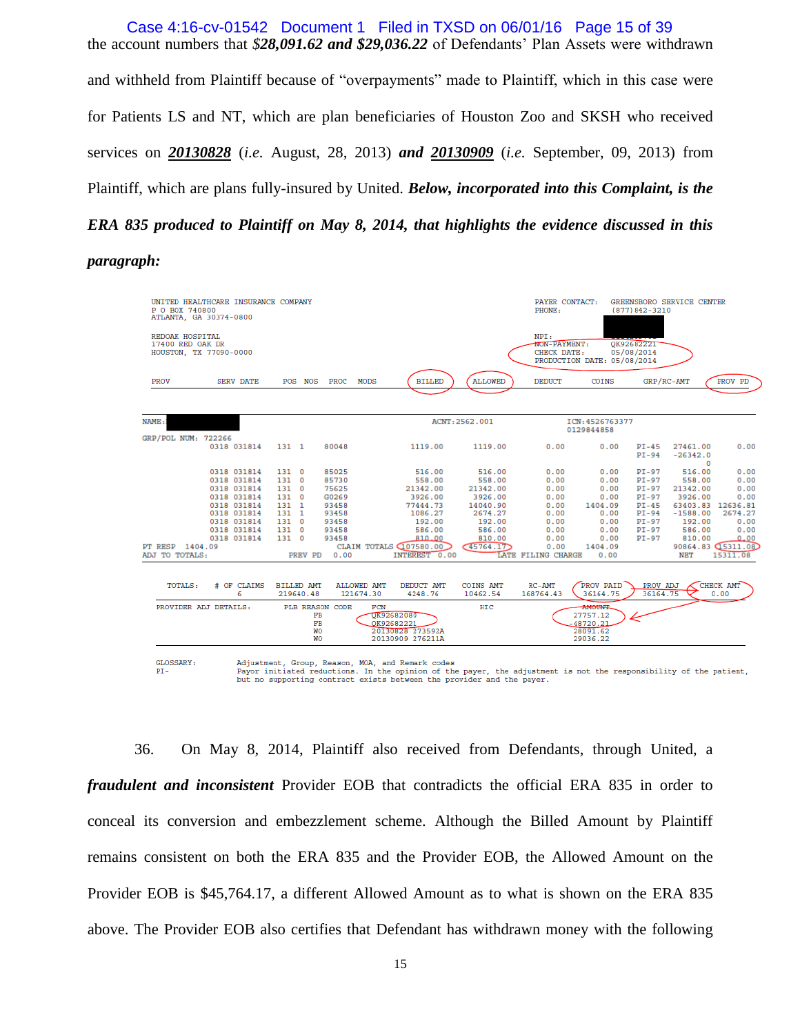the account numbers that ***$28,091.62 and $29,036.22*** of Defendants' Plan Assets were withdrawn and withheld from Plaintiff because of "overpayments" made to Plaintiff, which in this case were for Patients LS and NT, which are plan beneficiaries of Houston Zoo and SKSH who received services on ***20130828*** (*i.e.* August, 28, 2013) ***and 20130909*** (*i.e.* September, 09, 2013) from Plaintiff, which are plans fully-insured by United. ***Below, incorporated into this Complaint, is the ERA 835 produced to Plaintiff on May 8, 2014, that highlights the evidence discussed in this paragraph:***

```
UNITED HEALTHCARE INSURANCE COMPANY                              PAYER CONTACT:   GREENSBORO SERVICE CENTER
P O BOX 740800                                                   PHONE:           (877)842-3210
ATLANTA, GA 30374-0800

REDOAK HOSPITAL                                                  NPI:
17400 RED OAK DR                                                 NON-PAYMENT:     QK92682221
HOUSTON, TX 77090-0000                                           CHECK DATE:      05/08/2014
                                                                 PRODUCTION DATE: 05/08/2014

PROV      SERV DATE    POS  NOS  PROC   MODS      BILLED     ALLOWED     DEDUCT     COINS     GRP/RC-AMT        PROV PD

NAME:                                              ACNT:2562.001          ICN:4526763377
                                                                          0129844858
GRP/POL NUM:  722266
          0318 031814  131  1    80048            1119.00     1119.00      0.00       0.00    PI-45  27461.00      0.00
                                                                                              PI-94 -26342.0
                                                                                                           0
          0318 031814  131  0    85025             516.00      516.00      0.00       0.00    PI-97    516.00      0.00
          0318 031814  131  0    85730             558.00      558.00      0.00       0.00    PI-97    558.00      0.00
          0318 031814  131  0    75625           21342.00    21342.00      0.00       0.00    PI-97  21342.00      0.00
          0318 031814  131  0    G0269            3926.00     3926.00      0.00       0.00    PI-97   3926.00      0.00
          0318 031814  131  1    93458           77444.73    14040.90      0.00    1404.09    PI-45  63403.83  12636.81
          0318 031814  131  1    93458            1086.27     2674.27      0.00       0.00    PI-94  -1588.00   2674.27
          0318 031814  131  0    93458             192.00      192.00      0.00       0.00    PI-97    192.00      0.00
          0318 031814  131  0    93458             586.00      586.00      0.00       0.00    PI-97    586.00      0.00
          0318 031814  131  0    93458             810.00      810.00      0.00       0.00    PI-97    810.00      0.00
PT RESP   1404.09                     CLAIM TOTALS 107580.00   45764.17      0.00    1404.09             90864.83  15311.08
ADJ TO TOTALS:            PREV PD   0.00     INTEREST   0.00     LATE FILING CHARGE   0.00              NET       15311.08

  TOTALS:    # OF CLAIMS   BILLED AMT   ALLOWED AMT   DEDUCT AMT   COINS AMT    RC-AMT     PROV PAID   PROV ADJ   CHECK AMT
                 6         219640.48    121674.30     4248.76      10462.54   168764.43  36164.75    36164.75     0.00

  PROVIDER ADJ DETAILS:     PLB REASON CODE    FCN                  HIC                     AMOUNT
                                  FB           QK92682080                                   27757.12
                                  FB           QK92682221                                  -48720.21
                                  WO           20130828 273592A                             28091.62
                                  WO           20130909 276211A                             29036.22

  GLOSSARY:            Adjustment, Group, Reason, MOA, and Remark codes
  PI-                  Payor initiated reductions. In the opinion of the payer, the adjustment is not the responsibility of the patient,
                       but no supporting contract exists between the provider and the payer.
```

36. On May 8, 2014, Plaintiff also received from Defendants, through United, a ***fraudulent and inconsistent*** Provider EOB that contradicts the official ERA 835 in order to conceal its conversion and embezzlement scheme. Although the Billed Amount by Plaintiff remains consistent on both the ERA 835 and the Provider EOB, the Allowed Amount on the Provider EOB is $45,764.17, a different Allowed Amount as to what is shown on the ERA 835 above. The Provider EOB also certifies that Defendant has withdrawn money with the following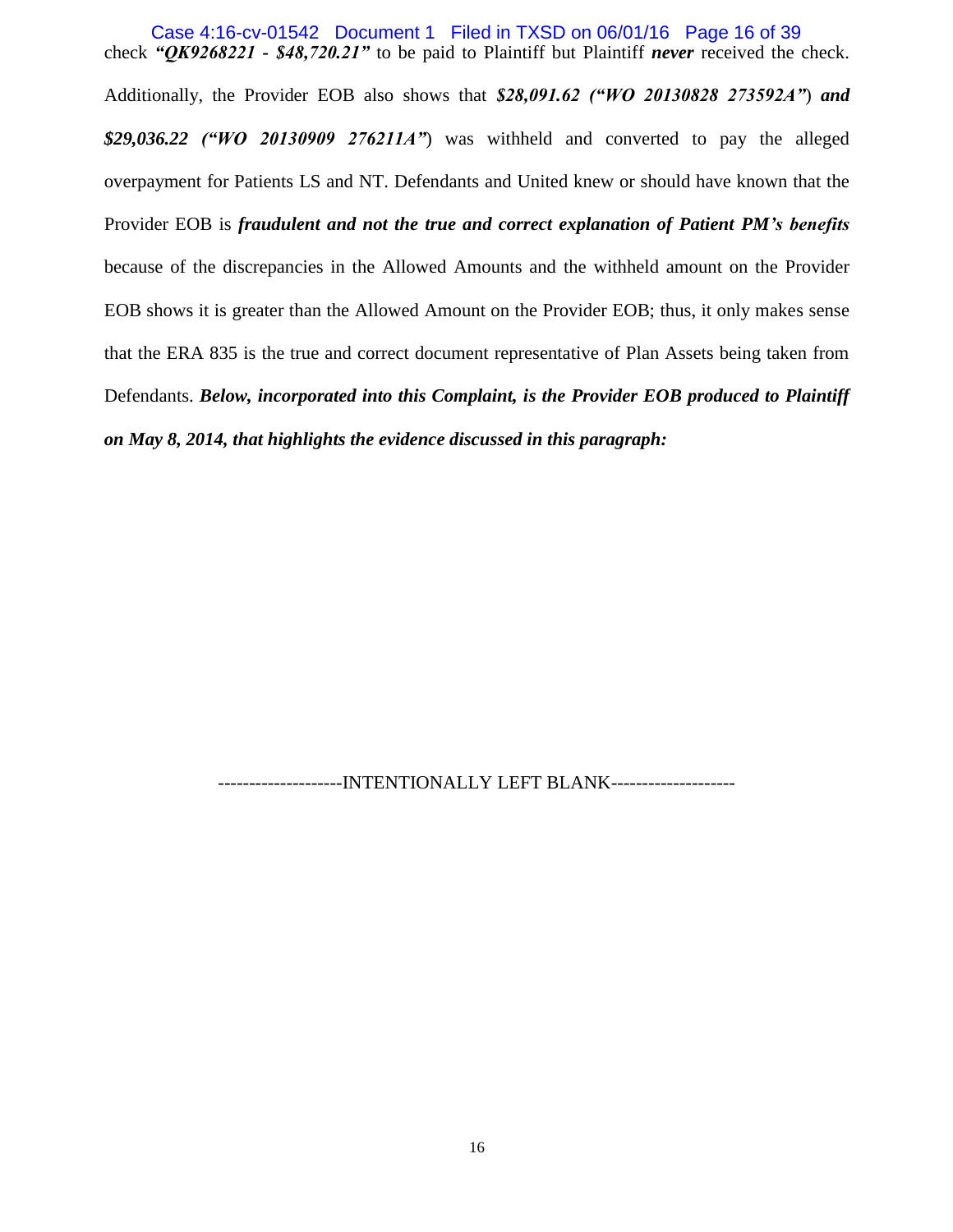check ***"QK9268221 - $48,720.21"*** to be paid to Plaintiff but Plaintiff ***never*** received the check. Additionally, the Provider EOB also shows that ***$28,091.62 ("WO 20130828 273592A"***) ***and $29,036.22 ("WO 20130909 276211A"***) was withheld and converted to pay the alleged overpayment for Patients LS and NT. Defendants and United knew or should have known that the Provider EOB is ***fraudulent and not the true and correct explanation of Patient PM's benefits*** because of the discrepancies in the Allowed Amounts and the withheld amount on the Provider EOB shows it is greater than the Allowed Amount on the Provider EOB; thus, it only makes sense that the ERA 835 is the true and correct document representative of Plan Assets being taken from Defendants. ***Below, incorporated into this Complaint, is the Provider EOB produced to Plaintiff on May 8, 2014, that highlights the evidence discussed in this paragraph:***

--------------------INTENTIONALLY LEFT BLANK--------------------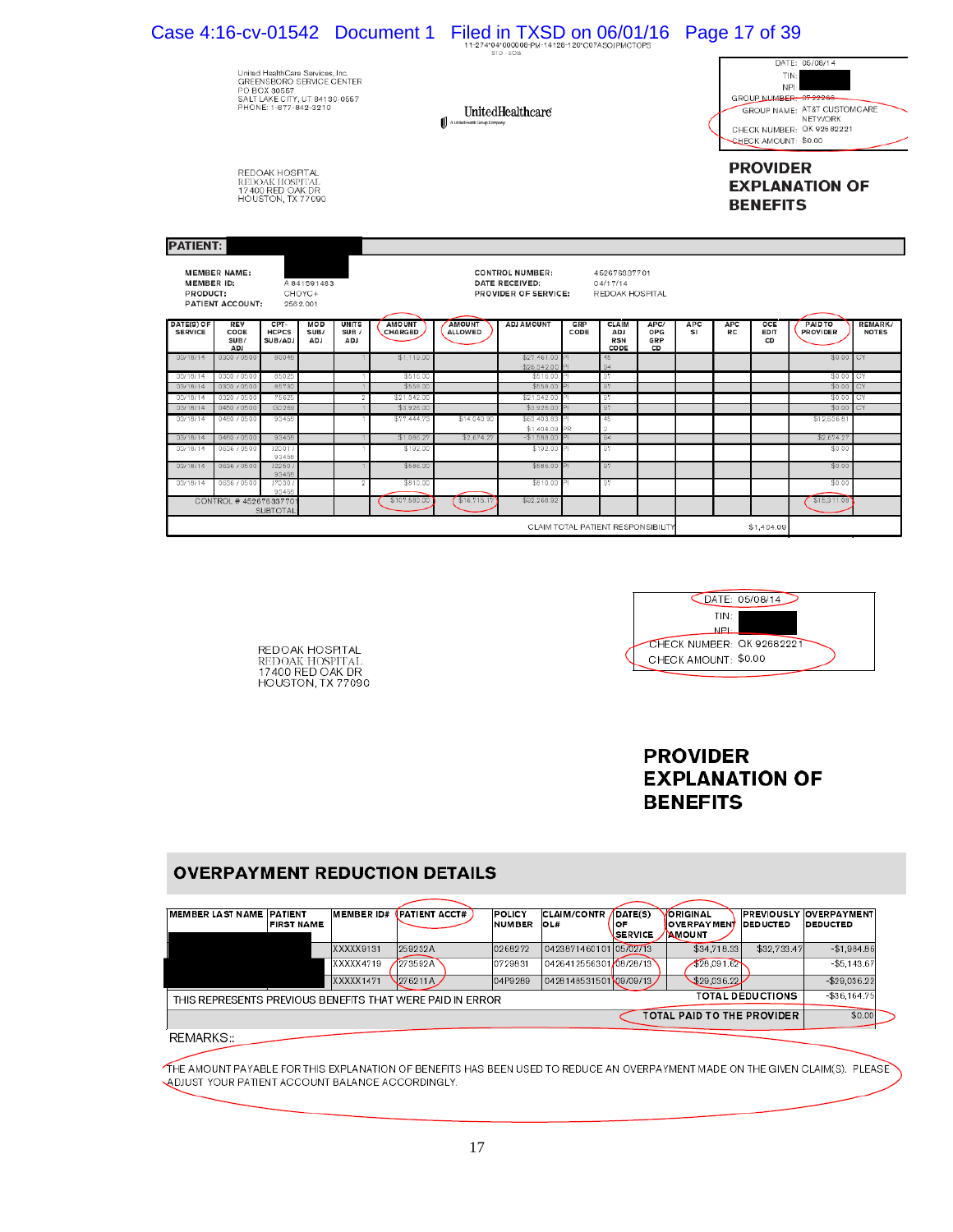11-274*04*000006-PM-14128-120*C07ASOJPMCTOPS
STD - EOB

United HealthCare Services, Inc.
GREENSBORO SERVICE CENTER
PO BOX 30557
SALT LAKE CITY, UT 84130-0557
PHONE: 1-877-842-3210

UnitedHealthcare
A UnitedHealth Group Company

DATE: 05/08/14
TIN:
NPI:
GROUP NUMBER: 0722266
GROUP NAME: AT&T CUSTOMCARE NETWORK
CHECK NUMBER: QK 92682221
CHECK AMOUNT: $0.00

REDOAK HOSPITAL
REDOAK HOSPITAL
17400 RED OAK DR
HOUSTON, TX 77090

# PROVIDER EXPLANATION OF BENEFITS

**PATIENT:**

**MEMBER NAME:**
**MEMBER ID:** A 841591483
**PRODUCT:** CHOYC+
**PATIENT ACCOUNT:** 2582.001

**CONTROL NUMBER:** 452676337701
**DATE RECEIVED:** 04/17/14
**PROVIDER OF SERVICE:** REDOAK HOSPITAL

| DATE(S) OF SERVICE | REV CODE SUB/ ADJ | CPT-HCPCS SUB/ADJ | MOD SUB/ ADJ | UNITS SUB / ADJ | AMOUNT CHARGED | AMOUNT ALLOWED | ADJ AMOUNT | GRP CODE | CLAIM ADJ RSN CODE | APC/ OPG GRP CD | APC SI | APC RC | OCE EDIT CD | PAID TO PROVIDER | REMARK/ NOTES |
|---|---|---|---|---|---|---|---|---|---|---|---|---|---|---|---|
| 03/18/14 | 0300 / 0500 | 80048 | | 1 | $1,110.00 | | $27,461.00<br>-$26,042.00 | PI<br>PI | 45<br>94 | | | | | $0.00 | CY |
| 03/18/14 | 0300 / 0500 | 85025 | | 1 | $516.00 | | $516.00 | PI | 97 | | | | | $0.00 | CY |
| 03/18/14 | 0300 / 0500 | 85730 | | 1 | $558.00 | | $558.00 | PI | 97 | | | | | $0.00 | CY |
| 03/18/14 | 0320 / 0500 | 75625 | | 2 | $21,342.00 | | $21,342.00 | PI | 97 | | | | | $0.00 | CY |
| 03/18/14 | 0450 / 0500 | G0269 | | 1 | $3,926.00 | | $3,926.00 | PI | 97 | | | | | $0.00 | CY |
| 03/18/14 | 0450 / 0500 | 93455 | | 1 | $77,444.75 | $14,040.90 | $63,403.83<br>$1,404.09 | PI<br>PR | 45<br>2 | | | | | $12,636.81 | |
| 03/18/14 | 0450 / 0500 | 93456 | | 1 | $1,086.27 | $2,674.27 | -$1,588.00 | PI | 94 | | | | | $2,674.27 | |
| 03/18/14 | 0636 / 0500 | J2001 / 93456 | | 1 | $192.00 | | $192.00 | PI | 97 | | | | | $0.00 | |
| 03/18/14 | 0636 / 0500 | J2250 / 93455 | | 1 | $586.00 | | $586.00 | PI | 97 | | | | | $0.00 | |
| 03/18/14 | 0636 / 0500 | J7030 / 93455 | | 2 | $810.00 | | $810.00 | PI | 97 | | | | | $0.00 | |
| CONTROL # 452676337701 SUBTOTAL | | | | | $107,580.00 | $16,715.17 | $92,268.92 | | | | | | | $15,311.08 | |
| | | | | | | | CLAIM TOTAL PATIENT RESPONSIBILITY | | | | | | $1,404.09 | | |

DATE: 05/08/14
TIN:
NPI:
CHECK NUMBER: QK 92682221
CHECK AMOUNT: $0.00

REDOAK HOSPITAL
REDOAK HOSPITAL
17400 RED OAK DR
HOUSTON, TX 77090

# PROVIDER EXPLANATION OF BENEFITS

## OVERPAYMENT REDUCTION DETAILS

| MEMBER LAST NAME | PATIENT FIRST NAME | MEMBER ID# | PATIENT ACCT# | POLICY NUMBER | CLAIM/CONTROL# | DATE(S) OF SERVICE | ORIGINAL OVERPAYMENT AMOUNT | PREVIOUSLY DEDUCTED | OVERPAYMENT DEDUCTED |
|---|---|---|---|---|---|---|---|---|---|
| | | XXXXX9131 | 259232A | 0268272 | 0423871460101 | 05/02/13 | $34,718.33 | $32,733.47 | -$1,984.86 |
| | | XXXXX4719 | 273592A | 0729831 | 0426412556301 | 08/28/13 | $28,091.62 | | -$5,143.67 |
| | | XXXXX1471 | 276211A | 04P9289 | 0428148531501 | 09/09/13 | $29,036.22 | | -$29,036.22 |
| THIS REPRESENTS PREVIOUS BENEFITS THAT WERE PAID IN ERROR | | | | | | | | TOTAL DEDUCTIONS | -$36,164.75 |
| | | | | | | | | TOTAL PAID TO THE PROVIDER | $0.00 |

REMARKS::

THE AMOUNT PAYABLE FOR THIS EXPLANATION OF BENEFITS HAS BEEN USED TO REDUCE AN OVERPAYMENT MADE ON THE GIVEN CLAIM(S). PLEASE ADJUST YOUR PATIENT ACCOUNT BALANCE ACCORDINGLY.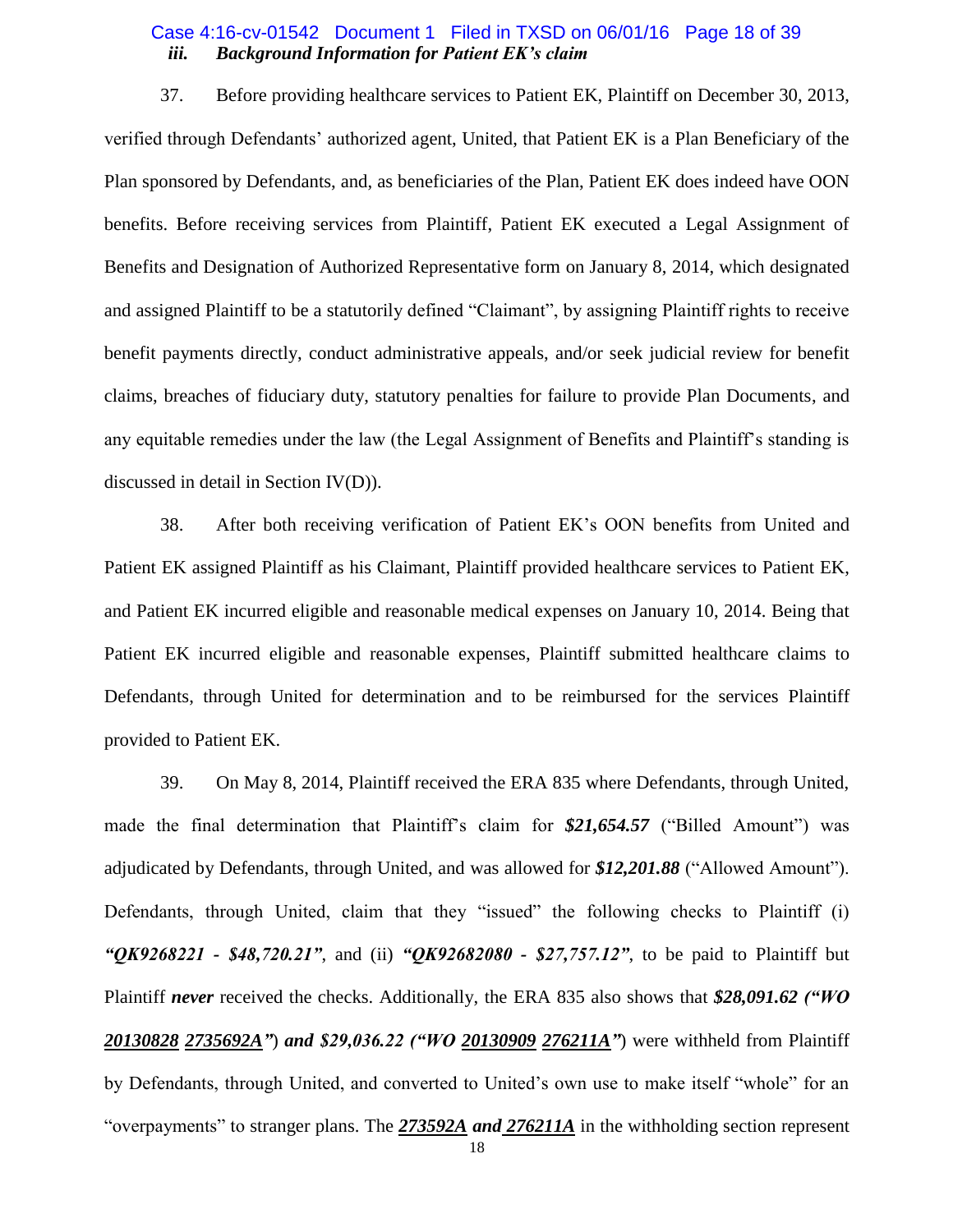### *iii. Background Information for Patient EK's claim*

37. Before providing healthcare services to Patient EK, Plaintiff on December 30, 2013, verified through Defendants' authorized agent, United, that Patient EK is a Plan Beneficiary of the Plan sponsored by Defendants, and, as beneficiaries of the Plan, Patient EK does indeed have OON benefits. Before receiving services from Plaintiff, Patient EK executed a Legal Assignment of Benefits and Designation of Authorized Representative form on January 8, 2014, which designated and assigned Plaintiff to be a statutorily defined "Claimant", by assigning Plaintiff rights to receive benefit payments directly, conduct administrative appeals, and/or seek judicial review for benefit claims, breaches of fiduciary duty, statutory penalties for failure to provide Plan Documents, and any equitable remedies under the law (the Legal Assignment of Benefits and Plaintiff's standing is discussed in detail in Section IV(D)).

38. After both receiving verification of Patient EK's OON benefits from United and Patient EK assigned Plaintiff as his Claimant, Plaintiff provided healthcare services to Patient EK, and Patient EK incurred eligible and reasonable medical expenses on January 10, 2014. Being that Patient EK incurred eligible and reasonable expenses, Plaintiff submitted healthcare claims to Defendants, through United for determination and to be reimbursed for the services Plaintiff provided to Patient EK.

39. On May 8, 2014, Plaintiff received the ERA 835 where Defendants, through United, made the final determination that Plaintiff's claim for ***$21,654.57*** ("Billed Amount") was adjudicated by Defendants, through United, and was allowed for ***$12,201.88*** ("Allowed Amount"). Defendants, through United, claim that they "issued" the following checks to Plaintiff (i) ***"QK9268221 - $48,720.21"***, and (ii) ***"QK92682080 - $27,757.12"***, to be paid to Plaintiff but Plaintiff ***never*** received the checks. Additionally, the ERA 835 also shows that ***$28,091.62 ("WO <u>20130828</u> <u>2735692A</u>")*** ***and $29,036.22 ("WO <u>20130909</u> <u>276211A</u>")*** were withheld from Plaintiff by Defendants, through United, and converted to United's own use to make itself "whole" for an "overpayments" to stranger plans. The ***<u>273592A</u> and <u>276211A</u>*** in the withholding section represent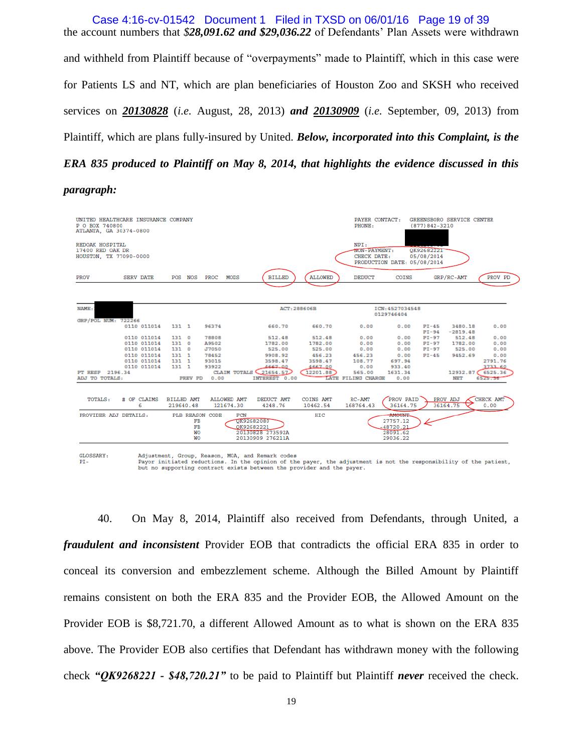the account numbers that ***$28,091.62 and $29,036.22*** of Defendants' Plan Assets were withdrawn and withheld from Plaintiff because of "overpayments" made to Plaintiff, which in this case were for Patients LS and NT, which are plan beneficiaries of Houston Zoo and SKSH who received services on ***20130828*** (*i.e.* August, 28, 2013) ***and 20130909*** (*i.e.* September, 09, 2013) from Plaintiff, which are plans fully-insured by United. ***Below, incorporated into this Complaint, is the ERA 835 produced to Plaintiff on May 8, 2014, that highlights the evidence discussed in this paragraph:***

```
UNITED HEALTHCARE INSURANCE COMPANY                                   PAYER CONTACT:   GREENSBORO SERVICE CENTER
P O BOX 740800                                                        PHONE:           (877)842-3210
ATLANTA, GA 30374-0800

REDOAK HOSPITAL                                                       NPI:
17400 RED OAK DR                                                      NON-PAYMENT:     QK92682221
HOUSTON, TX 77090-0000                                                CHECK DATE:      05/08/2014
                                                                      PRODUCTION DATE: 05/08/2014

PROV   SERV DATE   POS NOS  PROC   MODS      BILLED    ALLOWED    DEDUCT    COINS    GRP/RC-AMT        PROV PD

NAME:                                        ACT:288606B              ICN:4527034548
                                                                      0129746404
GRP/POL NUM: 722266
       0110 011014  131 1   96374            660.70     660.70      0.00     0.00   PI-45  3480.18     0.00
                                                                                    PI-94 -2819.48
       0110 011014  131 0   78808            512.48     512.48      0.00     0.00   PI-97   512.48     0.00
       0110 011014  131 0   A9502           1782.00    1782.00      0.00     0.00   PI-97  1782.00     0.00
       0110 011014  131 0   J7050            525.00     525.00      0.00     0.00   PI-97   525.00     0.00
       0110 011014  131 1   78452           9908.92     456.23    456.23     0.00   PI-45  9452.69     0.00
       0110 011014  131 1   93015           3598.47    3598.47    108.77   697.94                   2791.76
       0110 011014  131 1   93922           4667.00    4667.00      0.00   933.40                   3733.60
PT RESP  2196.34           CLAIM TOTALS    21654.57   12201.88    565.00  1631.34          12932.87  6525.36
ADJ TO TOTALS:         PREV PD  0.00      INTEREST  0.00       LATE FILING CHARGE  0.00         NET   6525.36

TOTALS:  # OF CLAIMS  BILLED AMT  ALLOWED AMT  DEDUCT AMT  COINS AMT   RC-AMT     PROV PAID  PROV ADJ  CHECK AMT
         6            219640.48   121674.30    4248.76     10462.54    168764.43  36164.75   36164.75  0.00

PROVIDER ADJ DETAILS:   PLB REASON CODE   FCN                     HIC             AMOUNT
                        FB                QK92682080                              27757.12
                        FB                QK92682221                             -48720.21
                        WO                20130828 273592A                        28091.62
                        WO                20130909 276211A                        29036.22

GLOSSARY:   Adjustment, Group, Reason, MOA, and Remark codes
PI-         Payor initiated reductions. In the opinion of the payer, the adjustment is not the responsibility of the patient,
            but no supporting contract exists between the provider and the payer.
```

40. On May 8, 2014, Plaintiff also received from Defendants, through United, a ***fraudulent and inconsistent*** Provider EOB that contradicts the official ERA 835 in order to conceal its conversion and embezzlement scheme. Although the Billed Amount by Plaintiff remains consistent on both the ERA 835 and the Provider EOB, the Allowed Amount on the Provider EOB is $8,721.70, a different Allowed Amount as to what is shown on the ERA 835 above. The Provider EOB also certifies that Defendant has withdrawn money with the following check ***"QK9268221 - $48,720.21"*** to be paid to Plaintiff but Plaintiff ***never*** received the check.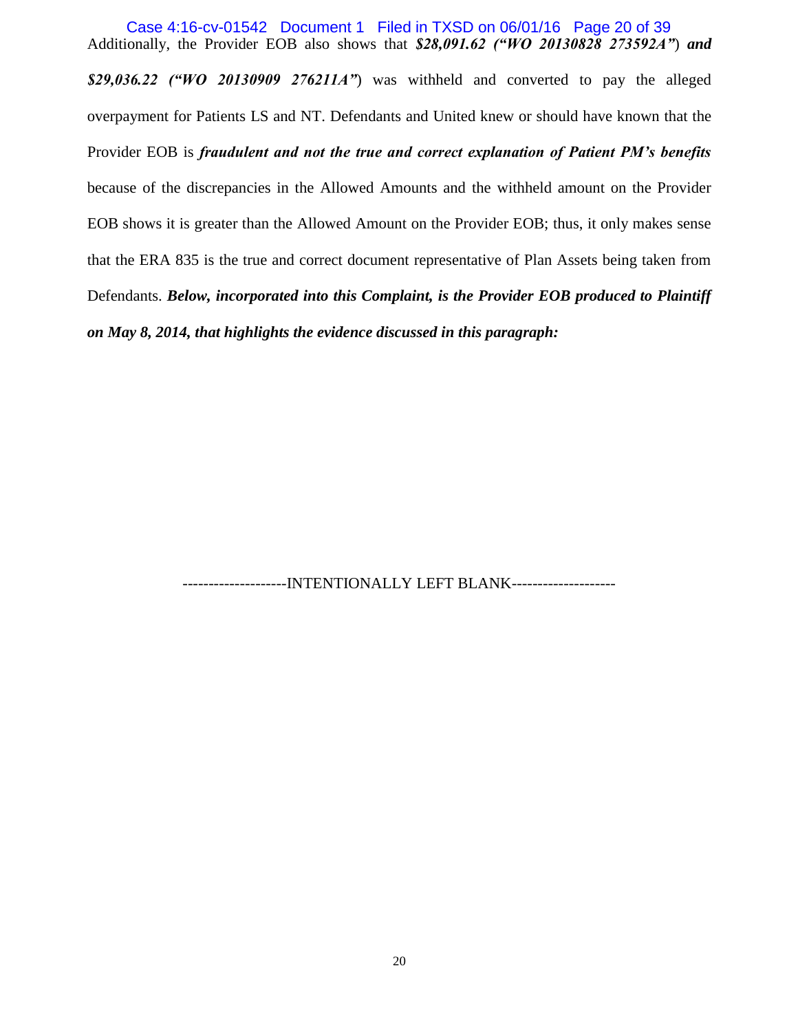Additionally, the Provider EOB also shows that ***$28,091.62 ("WO 20130828 273592A"***) ***and $29,036.22 ("WO 20130909 276211A"***) was withheld and converted to pay the alleged overpayment for Patients LS and NT. Defendants and United knew or should have known that the Provider EOB is ***fraudulent and not the true and correct explanation of Patient PM's benefits*** because of the discrepancies in the Allowed Amounts and the withheld amount on the Provider EOB shows it is greater than the Allowed Amount on the Provider EOB; thus, it only makes sense that the ERA 835 is the true and correct document representative of Plan Assets being taken from Defendants. ***Below, incorporated into this Complaint, is the Provider EOB produced to Plaintiff on May 8, 2014, that highlights the evidence discussed in this paragraph:***

--------------------INTENTIONALLY LEFT BLANK--------------------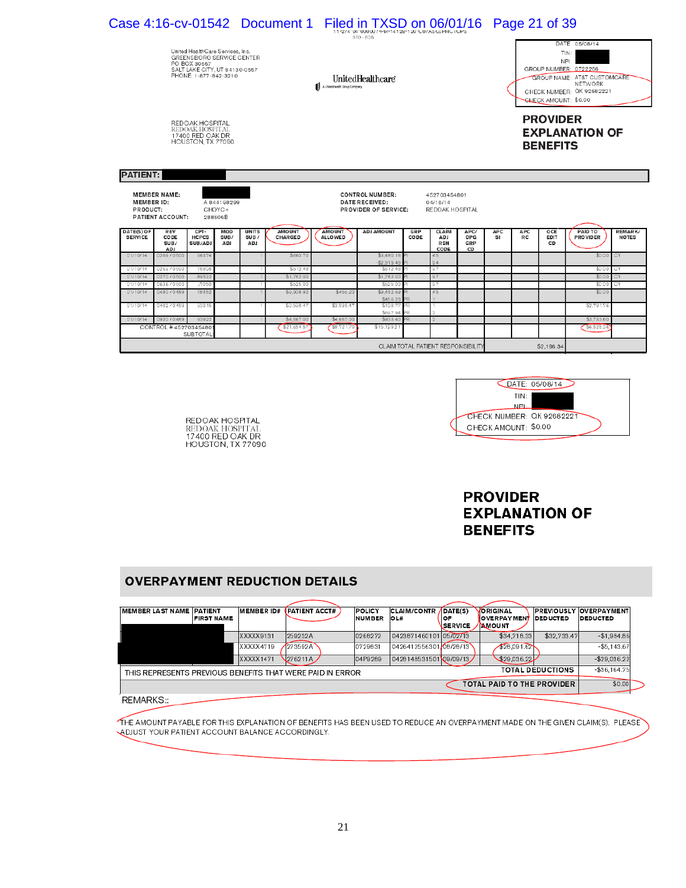11-274-04-000007444-14129-120-C07AS CUPHC1CPS
STD - EOB

United HealthCare Services, Inc.
GREENSBORO SERVICE CENTER
PO BOX 30557
SALT LAKE CITY, UT 84130-0557
PHONE: 1-877-842-3210

UnitedHealthcare
A UnitedHealth Group Company

DATE: 05/08/14
TIN:
NPI:
GROUP NUMBER: 0722206
GROUP NAME: AT&T CUSTOMCARE NETWORK
CHECK NUMBER: QK 92682221
CHECK AMOUNT: $0.00

REDOAK HOSPITAL
REDOAK HOSPITAL
17400 RED OAK DR
HOUSTON, TX 77090

# PROVIDER EXPLANATION OF BENEFITS

**PATIENT:**

**MEMBER NAME:**
**MEMBER ID:** A 844198299
**PRODUCT:** CHOYC+
**PATIENT ACCOUNT:** 288606B

**CONTROL NUMBER:** 452703454801
**DATE RECEIVED:** 04/18/14
**PROVIDER OF SERVICE:** REDOAK HOSPITAL

| DATE(S) OF SERVICE | REV CODE SUB/ADJ | CPT-HCPCS SUB/ADJ | MOD SUB/ADJ | UNITS SUB/ADJ | AMOUNT CHARGED | AMOUNT ALLOWED | ADJ AMOUNT | GRP CODE | CLAIM ADJ RSN CODE | APC/OPG GRP CD | APC SI | APC RC | OCE EDIT CD | PAID TO PROVIDER | REMARK/NOTES |
|---|---|---|---|---|---|---|---|---|---|---|---|---|---|---|---|
| 01/10/14 | 0259 / 0500 | 96374 | | 1 | $660.70 | | $3,480.18<br>-$2,819.48 | PI<br>PI | 45<br>34 | | | | | $0.00 | CY |
| 01/10/14 | 0259 / 0500 | 76808 | | 1 | $512.48 | | $512.48 | PI | 97 | | | | | $0.00 | CY |
| 01/10/14 | 0270 / 0500 | A9502 | | 1 | $1,782.00 | | $1,782.00 | PI | 97 | | | | | $0.00 | CY |
| 01/10/14 | 0636 / 0500 | J7050 | | 1 | $525.00 | | $525.00 | PI | 97 | | | | | $0.00 | CY |
| 01/10/14 | 0480 / 0489 | 78452 | | 1 | $9,908.92 | $456.23 | $9,452.69<br>$456.23 | PI<br>PR | 45<br>1 | | | | | $0.00 | |
| 01/10/14 | 0482 / 0489 | 93015 | | 1 | $3,598.47 | $3,598.47 | $108.77<br>$697.94 | PR<br>PR | 1<br>2 | | | | | $2,791.76 | |
| 01/10/14 | 0920 / 0489 | 93922 | | 1 | $4,667.00 | $4,667.00 | $933.40 | PR | 2 | | | | | $3,733.60 | |
| CONTROL # 452703454801 SUBTOTAL | | | | | $21,654.57 | $8,721.70 | $15,129.21 | | | | | | | $6,525.36 | |
| CLAIM TOTAL PATIENT RESPONSIBILITY | | | | | | | | | | | | | $2,196.34 | | |

REDOAK HOSPITAL
REDOAK HOSPITAL
17400 RED OAK DR
HOUSTON, TX 77090

DATE: 05/08/14
TIN:
NPI:
CHECK NUMBER: QK 92682221
CHECK AMOUNT: $0.00

# PROVIDER EXPLANATION OF BENEFITS

## OVERPAYMENT REDUCTION DETAILS

| MEMBER LAST NAME | PATIENT FIRST NAME | MEMBER ID# | PATIENT ACCT# | POLICY NUMBER | CLAIM/CONTR OL# | DATE(S) OF SERVICE | ORIGINAL OVERPAYMENT AMOUNT | PREVIOUSLY DEDUCTED | OVERPAYMENT DEDUCTED |
|---|---|---|---|---|---|---|---|---|---|
| | | XXXXX9131 | 259232A | 0268272 | 0423871460101 | 05/02/13 | $34,718.33 | $32,733.47 | -$1,984.86 |
| | | XXXXX4719 | 273592A | 0729831 | 0426412556301 | 08/26/13 | $28,091.62 | | -$5,143.67 |
| | | XXXXX1471 | 276211A | 04P9269 | 0428148531501 | 09/09/13 | $29,036.22 | | -$29,036.22 |
| THIS REPRESENTS PREVIOUS BENEFITS THAT WERE PAID IN ERROR | | | | | | | | TOTAL DEDUCTIONS | -$36,164.75 |
| | | | | | | | | TOTAL PAID TO THE PROVIDER | $0.00 |

REMARKS::

THE AMOUNT PAYABLE FOR THIS EXPLANATION OF BENEFITS HAS BEEN USED TO REDUCE AN OVERPAYMENT MADE ON THE GIVEN CLAIM(S). PLEASE ADJUST YOUR PATIENT ACCOUNT BALANCE ACCORDINGLY.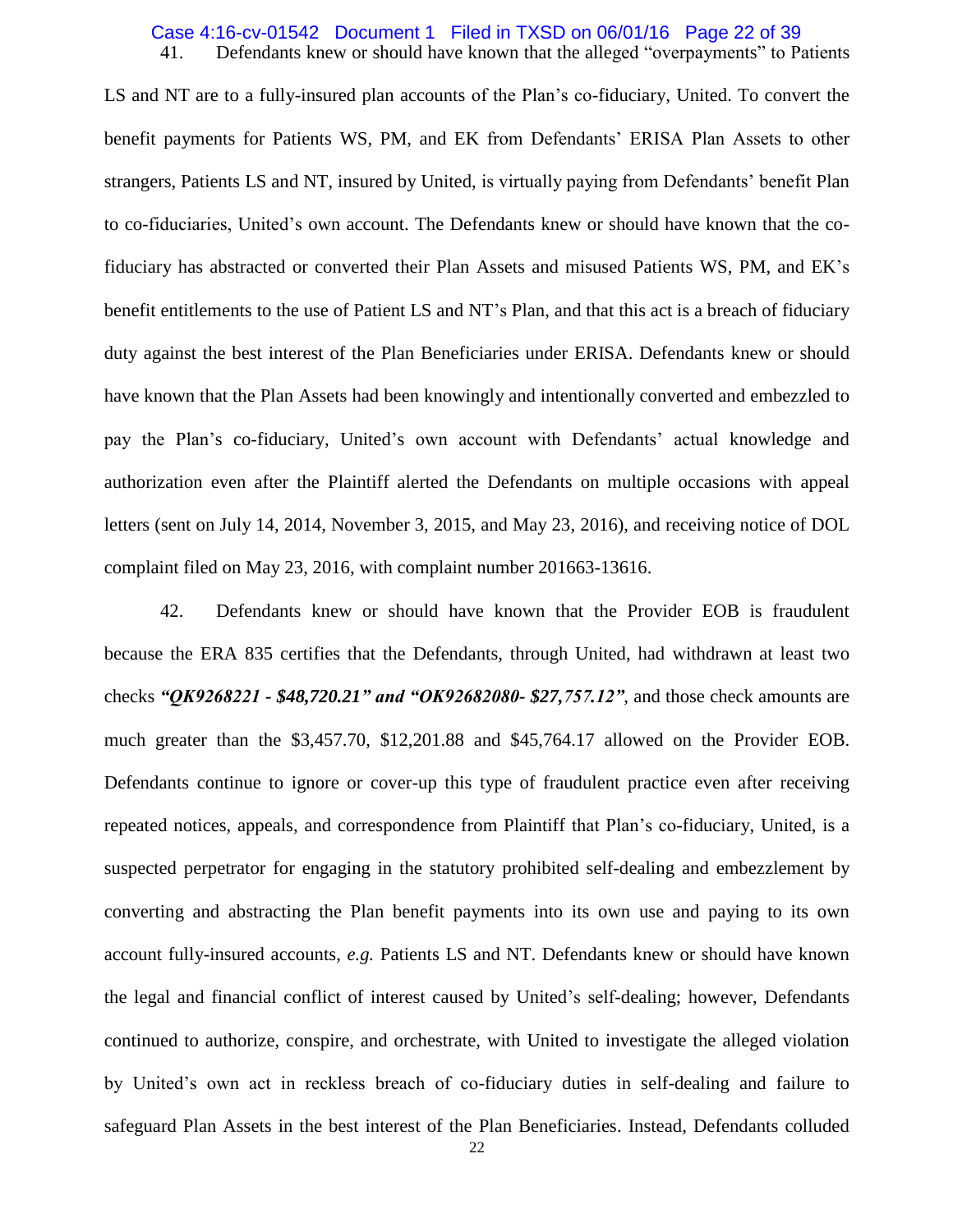41. Defendants knew or should have known that the alleged "overpayments" to Patients LS and NT are to a fully-insured plan accounts of the Plan's co-fiduciary, United. To convert the benefit payments for Patients WS, PM, and EK from Defendants' ERISA Plan Assets to other strangers, Patients LS and NT, insured by United, is virtually paying from Defendants' benefit Plan to co-fiduciaries, United's own account. The Defendants knew or should have known that the co-fiduciary has abstracted or converted their Plan Assets and misused Patients WS, PM, and EK's benefit entitlements to the use of Patient LS and NT's Plan, and that this act is a breach of fiduciary duty against the best interest of the Plan Beneficiaries under ERISA. Defendants knew or should have known that the Plan Assets had been knowingly and intentionally converted and embezzled to pay the Plan's co-fiduciary, United's own account with Defendants' actual knowledge and authorization even after the Plaintiff alerted the Defendants on multiple occasions with appeal letters (sent on July 14, 2014, November 3, 2015, and May 23, 2016), and receiving notice of DOL complaint filed on May 23, 2016, with complaint number 201663-13616.

42. Defendants knew or should have known that the Provider EOB is fraudulent because the ERA 835 certifies that the Defendants, through United, had withdrawn at least two checks ***"QK9268221 - $48,720.21" and "OK92682080- $27,757.12"***, and those check amounts are much greater than the $3,457.70, $12,201.88 and $45,764.17 allowed on the Provider EOB. Defendants continue to ignore or cover-up this type of fraudulent practice even after receiving repeated notices, appeals, and correspondence from Plaintiff that Plan's co-fiduciary, United, is a suspected perpetrator for engaging in the statutory prohibited self-dealing and embezzlement by converting and abstracting the Plan benefit payments into its own use and paying to its own account fully-insured accounts, *e.g.* Patients LS and NT. Defendants knew or should have known the legal and financial conflict of interest caused by United's self-dealing; however, Defendants continued to authorize, conspire, and orchestrate, with United to investigate the alleged violation by United's own act in reckless breach of co-fiduciary duties in self-dealing and failure to safeguard Plan Assets in the best interest of the Plan Beneficiaries. Instead, Defendants colluded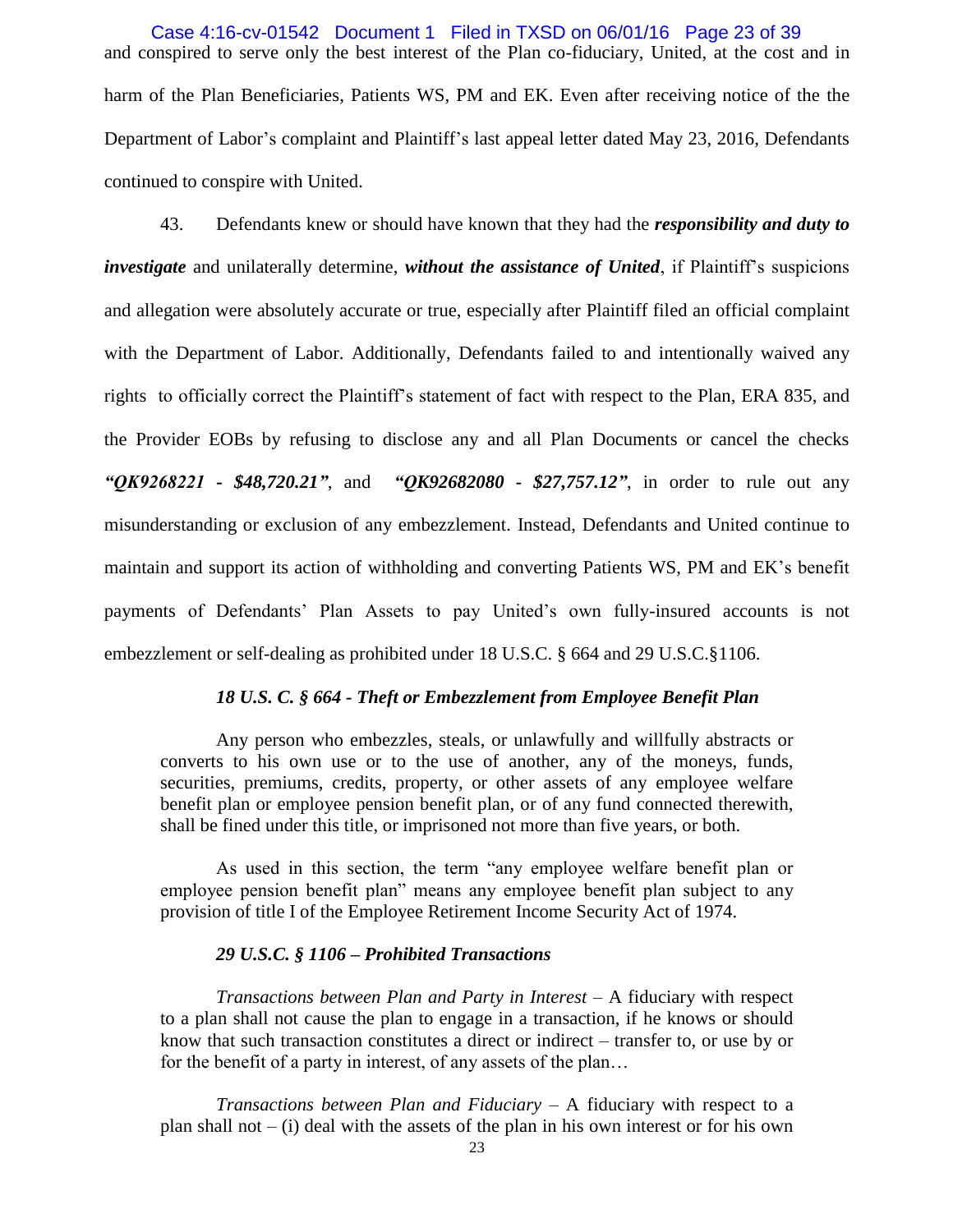and conspired to serve only the best interest of the Plan co-fiduciary, United, at the cost and in harm of the Plan Beneficiaries, Patients WS, PM and EK. Even after receiving notice of the the Department of Labor's complaint and Plaintiff's last appeal letter dated May 23, 2016, Defendants continued to conspire with United.

43. Defendants knew or should have known that they had the ***responsibility and duty to investigate*** and unilaterally determine, ***without the assistance of United***, if Plaintiff's suspicions and allegation were absolutely accurate or true, especially after Plaintiff filed an official complaint with the Department of Labor. Additionally, Defendants failed to and intentionally waived any rights to officially correct the Plaintiff's statement of fact with respect to the Plan, ERA 835, and the Provider EOBs by refusing to disclose any and all Plan Documents or cancel the checks ***"QK9268221 - $48,720.21"***, and ***"QK92682080 - $27,757.12"***, in order to rule out any misunderstanding or exclusion of any embezzlement. Instead, Defendants and United continue to maintain and support its action of withholding and converting Patients WS, PM and EK's benefit payments of Defendants' Plan Assets to pay United's own fully-insured accounts is not embezzlement or self-dealing as prohibited under 18 U.S.C. § 664 and 29 U.S.C.§1106.

***18 U.S. C. § 664 - Theft or Embezzlement from Employee Benefit Plan***

> Any person who embezzles, steals, or unlawfully and willfully abstracts or converts to his own use or to the use of another, any of the moneys, funds, securities, premiums, credits, property, or other assets of any employee welfare benefit plan or employee pension benefit plan, or of any fund connected therewith, shall be fined under this title, or imprisoned not more than five years, or both.
>
> As used in this section, the term "any employee welfare benefit plan or employee pension benefit plan" means any employee benefit plan subject to any provision of title I of the Employee Retirement Income Security Act of 1974.

***29 U.S.C. § 1106 – Prohibited Transactions***

> *Transactions between Plan and Party in Interest* – A fiduciary with respect to a plan shall not cause the plan to engage in a transaction, if he knows or should know that such transaction constitutes a direct or indirect – transfer to, or use by or for the benefit of a party in interest, of any assets of the plan…
>
> *Transactions between Plan and Fiduciary* – A fiduciary with respect to a plan shall not – (i) deal with the assets of the plan in his own interest or for his own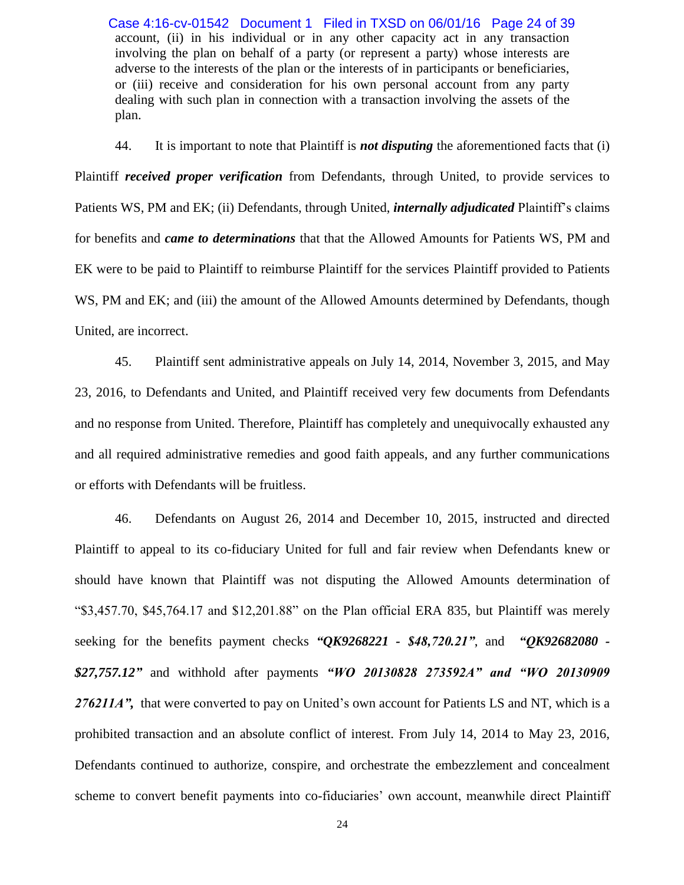account, (ii) in his individual or in any other capacity act in any transaction involving the plan on behalf of a party (or represent a party) whose interests are adverse to the interests of the plan or the interests of in participants or beneficiaries, or (iii) receive and consideration for his own personal account from any party dealing with such plan in connection with a transaction involving the assets of the plan.

44. It is important to note that Plaintiff is ***not disputing*** the aforementioned facts that (i) Plaintiff ***received proper verification*** from Defendants, through United, to provide services to Patients WS, PM and EK; (ii) Defendants, through United, ***internally adjudicated*** Plaintiff's claims for benefits and ***came to determinations*** that that the Allowed Amounts for Patients WS, PM and EK were to be paid to Plaintiff to reimburse Plaintiff for the services Plaintiff provided to Patients WS, PM and EK; and (iii) the amount of the Allowed Amounts determined by Defendants, though United, are incorrect.

45. Plaintiff sent administrative appeals on July 14, 2014, November 3, 2015, and May 23, 2016, to Defendants and United, and Plaintiff received very few documents from Defendants and no response from United. Therefore, Plaintiff has completely and unequivocally exhausted any and all required administrative remedies and good faith appeals, and any further communications or efforts with Defendants will be fruitless.

46. Defendants on August 26, 2014 and December 10, 2015, instructed and directed Plaintiff to appeal to its co-fiduciary United for full and fair review when Defendants knew or should have known that Plaintiff was not disputing the Allowed Amounts determination of "$3,457.70, $45,764.17 and $12,201.88" on the Plan official ERA 835, but Plaintiff was merely seeking for the benefits payment checks ***"QK9268221 - $48,720.21"***, and ***"QK92682080 - $27,757.12"*** and withhold after payments ***"WO 20130828 273592A" and "WO 20130909 276211A",*** that were converted to pay on United's own account for Patients LS and NT, which is a prohibited transaction and an absolute conflict of interest. From July 14, 2014 to May 23, 2016, Defendants continued to authorize, conspire, and orchestrate the embezzlement and concealment scheme to convert benefit payments into co-fiduciaries' own account, meanwhile direct Plaintiff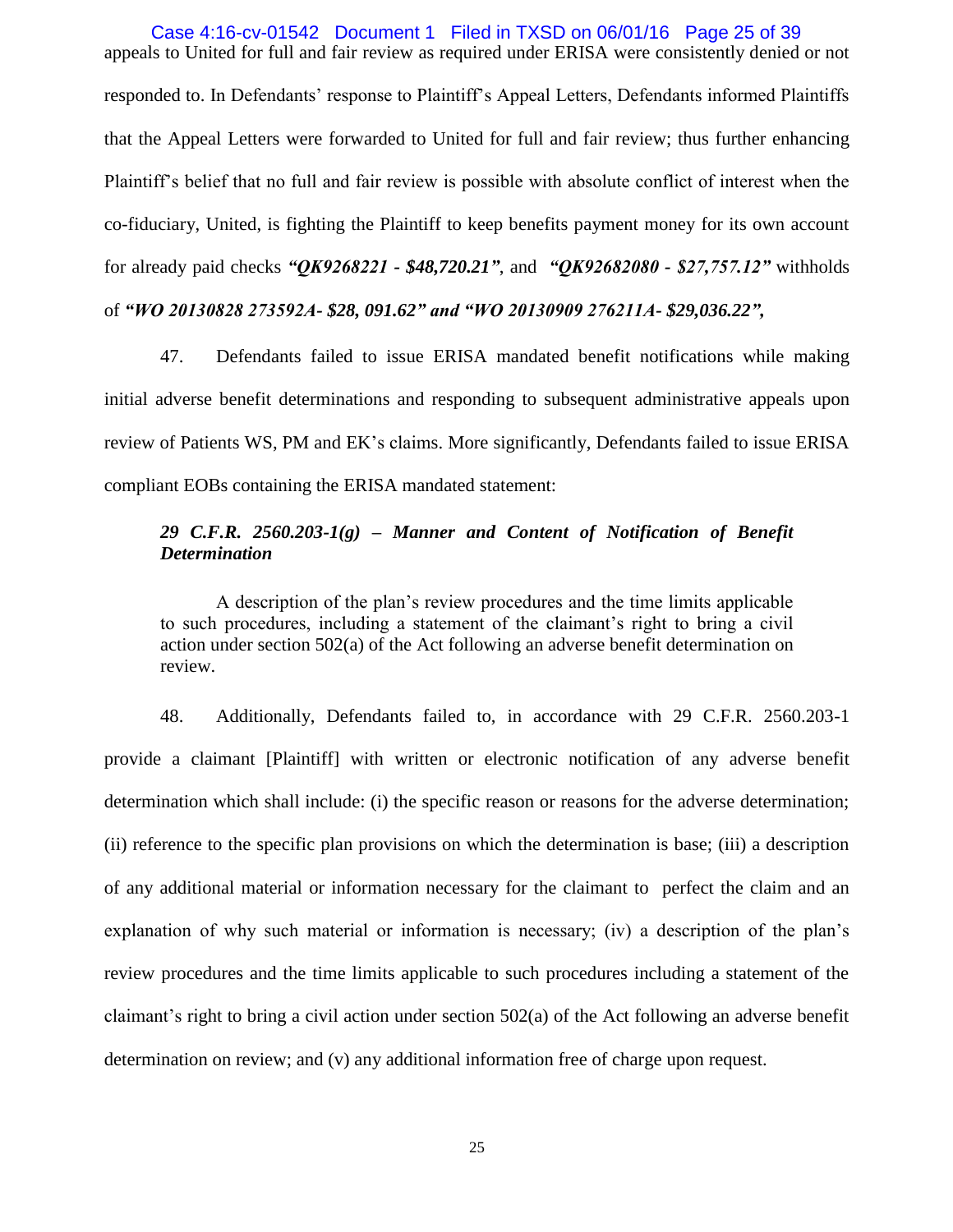appeals to United for full and fair review as required under ERISA were consistently denied or not responded to. In Defendants' response to Plaintiff's Appeal Letters, Defendants informed Plaintiffs that the Appeal Letters were forwarded to United for full and fair review; thus further enhancing Plaintiff's belief that no full and fair review is possible with absolute conflict of interest when the co-fiduciary, United, is fighting the Plaintiff to keep benefits payment money for its own account for already paid checks ***"QK9268221 - $48,720.21"***, and ***"QK92682080 - $27,757.12"*** withholds of ***"WO 20130828 273592A- $28, 091.62" and "WO 20130909 276211A- $29,036.22",***

47. Defendants failed to issue ERISA mandated benefit notifications while making initial adverse benefit determinations and responding to subsequent administrative appeals upon review of Patients WS, PM and EK's claims. More significantly, Defendants failed to issue ERISA compliant EOBs containing the ERISA mandated statement:

> ***29 C.F.R. 2560.203-1(g) – Manner and Content of Notification of Benefit Determination***
>
> A description of the plan's review procedures and the time limits applicable to such procedures, including a statement of the claimant's right to bring a civil action under section 502(a) of the Act following an adverse benefit determination on review.

48. Additionally, Defendants failed to, in accordance with 29 C.F.R. 2560.203-1 provide a claimant [Plaintiff] with written or electronic notification of any adverse benefit determination which shall include: (i) the specific reason or reasons for the adverse determination; (ii) reference to the specific plan provisions on which the determination is base; (iii) a description of any additional material or information necessary for the claimant to perfect the claim and an explanation of why such material or information is necessary; (iv) a description of the plan's review procedures and the time limits applicable to such procedures including a statement of the claimant's right to bring a civil action under section 502(a) of the Act following an adverse benefit determination on review; and (v) any additional information free of charge upon request.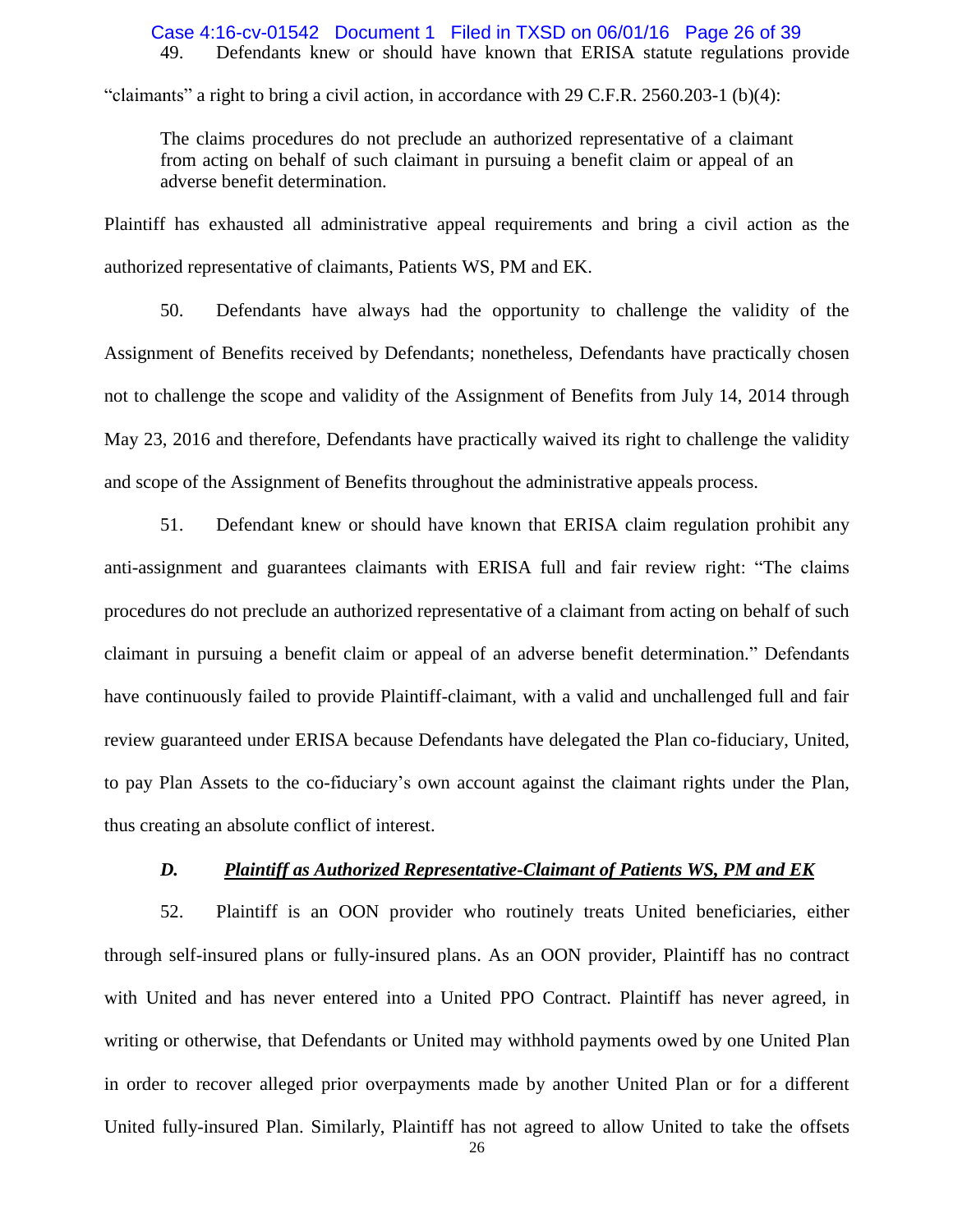49. Defendants knew or should have known that ERISA statute regulations provide "claimants" a right to bring a civil action, in accordance with 29 C.F.R. 2560.203-1 (b)(4):

> The claims procedures do not preclude an authorized representative of a claimant from acting on behalf of such claimant in pursuing a benefit claim or appeal of an adverse benefit determination.

Plaintiff has exhausted all administrative appeal requirements and bring a civil action as the authorized representative of claimants, Patients WS, PM and EK.

50. Defendants have always had the opportunity to challenge the validity of the Assignment of Benefits received by Defendants; nonetheless, Defendants have practically chosen not to challenge the scope and validity of the Assignment of Benefits from July 14, 2014 through May 23, 2016 and therefore, Defendants have practically waived its right to challenge the validity and scope of the Assignment of Benefits throughout the administrative appeals process.

51. Defendant knew or should have known that ERISA claim regulation prohibit any anti-assignment and guarantees claimants with ERISA full and fair review right: "The claims procedures do not preclude an authorized representative of a claimant from acting on behalf of such claimant in pursuing a benefit claim or appeal of an adverse benefit determination." Defendants have continuously failed to provide Plaintiff-claimant, with a valid and unchallenged full and fair review guaranteed under ERISA because Defendants have delegated the Plan co-fiduciary, United, to pay Plan Assets to the co-fiduciary's own account against the claimant rights under the Plan, thus creating an absolute conflict of interest.

### *D. <u>Plaintiff as Authorized Representative-Claimant of Patients WS, PM and EK</u>*

52. Plaintiff is an OON provider who routinely treats United beneficiaries, either through self-insured plans or fully-insured plans. As an OON provider, Plaintiff has no contract with United and has never entered into a United PPO Contract. Plaintiff has never agreed, in writing or otherwise, that Defendants or United may withhold payments owed by one United Plan in order to recover alleged prior overpayments made by another United Plan or for a different United fully-insured Plan. Similarly, Plaintiff has not agreed to allow United to take the offsets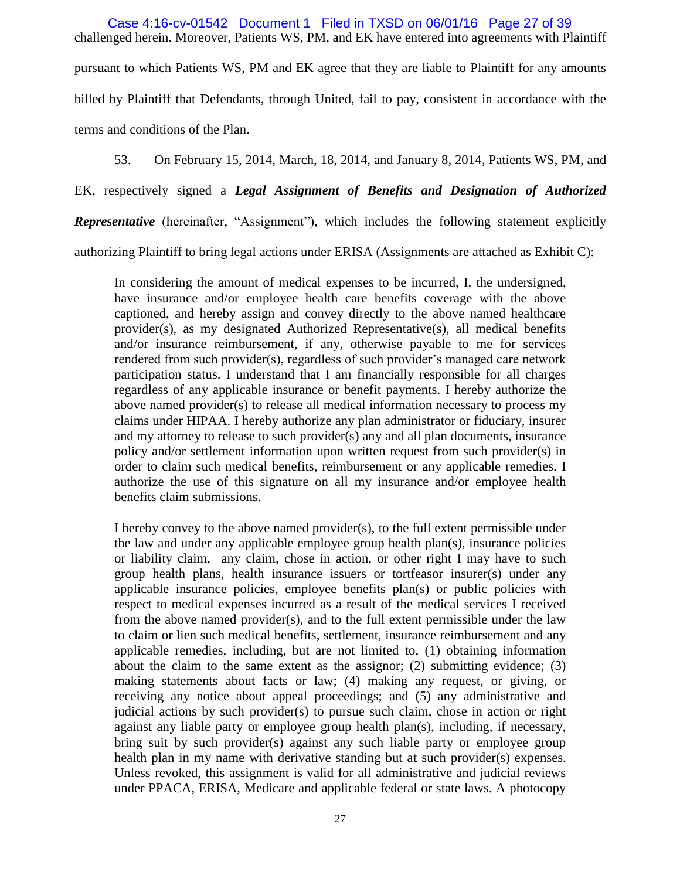challenged herein. Moreover, Patients WS, PM, and EK have entered into agreements with Plaintiff pursuant to which Patients WS, PM and EK agree that they are liable to Plaintiff for any amounts billed by Plaintiff that Defendants, through United, fail to pay, consistent in accordance with the terms and conditions of the Plan.

53. On February 15, 2014, March, 18, 2014, and January 8, 2014, Patients WS, PM, and EK, respectively signed a ***Legal Assignment of Benefits and Designation of Authorized Representative*** (hereinafter, "Assignment"), which includes the following statement explicitly authorizing Plaintiff to bring legal actions under ERISA (Assignments are attached as Exhibit C):

> In considering the amount of medical expenses to be incurred, I, the undersigned, have insurance and/or employee health care benefits coverage with the above captioned, and hereby assign and convey directly to the above named healthcare provider(s), as my designated Authorized Representative(s), all medical benefits and/or insurance reimbursement, if any, otherwise payable to me for services rendered from such provider(s), regardless of such provider's managed care network participation status. I understand that I am financially responsible for all charges regardless of any applicable insurance or benefit payments. I hereby authorize the above named provider(s) to release all medical information necessary to process my claims under HIPAA. I hereby authorize any plan administrator or fiduciary, insurer and my attorney to release to such provider(s) any and all plan documents, insurance policy and/or settlement information upon written request from such provider(s) in order to claim such medical benefits, reimbursement or any applicable remedies. I authorize the use of this signature on all my insurance and/or employee health benefits claim submissions.
>
> I hereby convey to the above named provider(s), to the full extent permissible under the law and under any applicable employee group health plan(s), insurance policies or liability claim, any claim, chose in action, or other right I may have to such group health plans, health insurance issuers or tortfeasor insurer(s) under any applicable insurance policies, employee benefits plan(s) or public policies with respect to medical expenses incurred as a result of the medical services I received from the above named provider(s), and to the full extent permissible under the law to claim or lien such medical benefits, settlement, insurance reimbursement and any applicable remedies, including, but are not limited to, (1) obtaining information about the claim to the same extent as the assignor; (2) submitting evidence; (3) making statements about facts or law; (4) making any request, or giving, or receiving any notice about appeal proceedings; and (5) any administrative and judicial actions by such provider(s) to pursue such claim, chose in action or right against any liable party or employee group health plan(s), including, if necessary, bring suit by such provider(s) against any such liable party or employee group health plan in my name with derivative standing but at such provider(s) expenses. Unless revoked, this assignment is valid for all administrative and judicial reviews under PPACA, ERISA, Medicare and applicable federal or state laws. A photocopy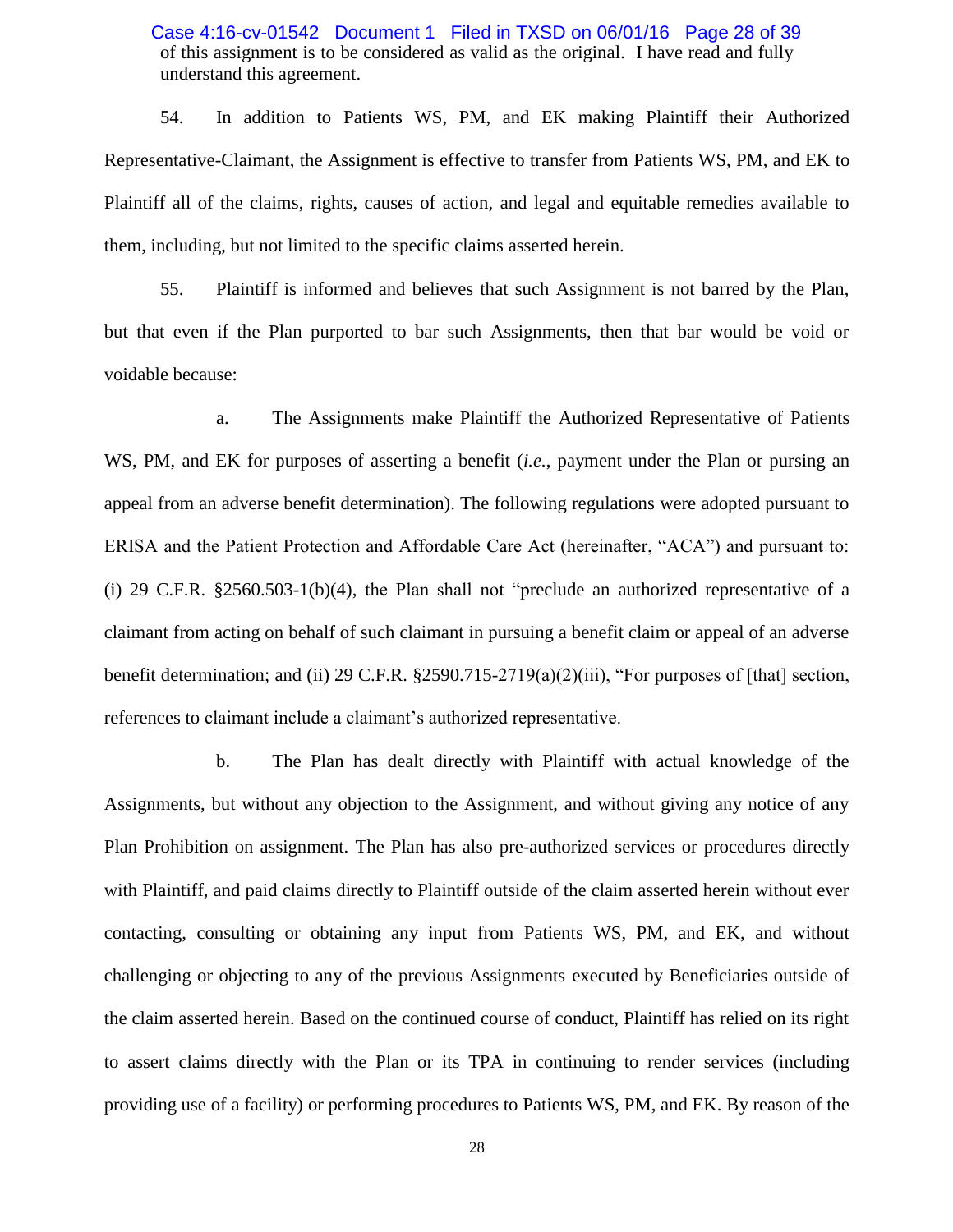of this assignment is to be considered as valid as the original. I have read and fully understand this agreement.

54. In addition to Patients WS, PM, and EK making Plaintiff their Authorized Representative-Claimant, the Assignment is effective to transfer from Patients WS, PM, and EK to Plaintiff all of the claims, rights, causes of action, and legal and equitable remedies available to them, including, but not limited to the specific claims asserted herein.

55. Plaintiff is informed and believes that such Assignment is not barred by the Plan, but that even if the Plan purported to bar such Assignments, then that bar would be void or voidable because:

a. The Assignments make Plaintiff the Authorized Representative of Patients WS, PM, and EK for purposes of asserting a benefit (*i.e.*, payment under the Plan or pursing an appeal from an adverse benefit determination). The following regulations were adopted pursuant to ERISA and the Patient Protection and Affordable Care Act (hereinafter, "ACA") and pursuant to: (i) 29 C.F.R. §2560.503-1(b)(4), the Plan shall not "preclude an authorized representative of a claimant from acting on behalf of such claimant in pursuing a benefit claim or appeal of an adverse benefit determination; and (ii) 29 C.F.R. §2590.715-2719(a)(2)(iii), "For purposes of [that] section, references to claimant include a claimant's authorized representative.

b. The Plan has dealt directly with Plaintiff with actual knowledge of the Assignments, but without any objection to the Assignment, and without giving any notice of any Plan Prohibition on assignment. The Plan has also pre-authorized services or procedures directly with Plaintiff, and paid claims directly to Plaintiff outside of the claim asserted herein without ever contacting, consulting or obtaining any input from Patients WS, PM, and EK, and without challenging or objecting to any of the previous Assignments executed by Beneficiaries outside of the claim asserted herein. Based on the continued course of conduct, Plaintiff has relied on its right to assert claims directly with the Plan or its TPA in continuing to render services (including providing use of a facility) or performing procedures to Patients WS, PM, and EK. By reason of the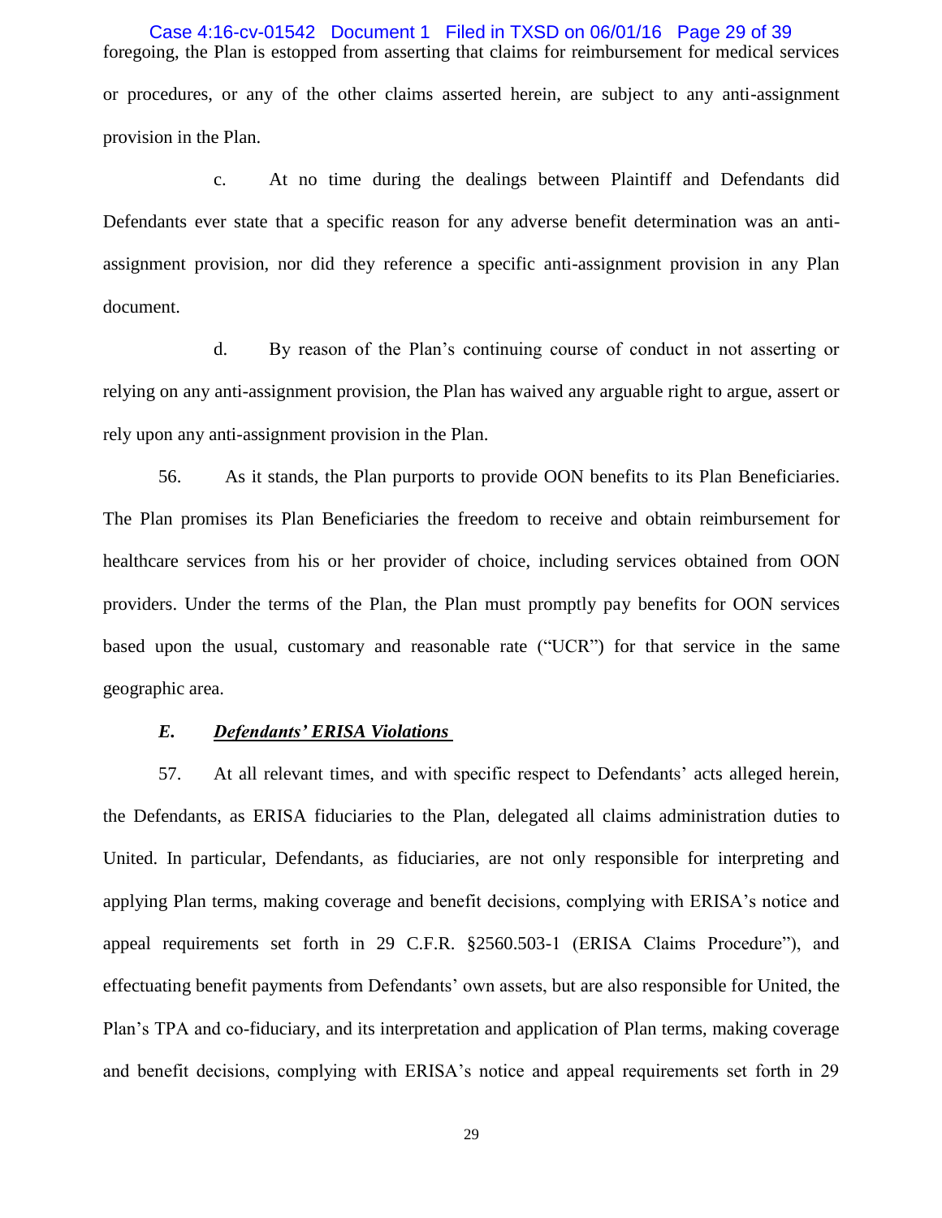foregoing, the Plan is estopped from asserting that claims for reimbursement for medical services or procedures, or any of the other claims asserted herein, are subject to any anti-assignment provision in the Plan.

c. At no time during the dealings between Plaintiff and Defendants did Defendants ever state that a specific reason for any adverse benefit determination was an anti-assignment provision, nor did they reference a specific anti-assignment provision in any Plan document.

d. By reason of the Plan's continuing course of conduct in not asserting or relying on any anti-assignment provision, the Plan has waived any arguable right to argue, assert or rely upon any anti-assignment provision in the Plan.

56. As it stands, the Plan purports to provide OON benefits to its Plan Beneficiaries. The Plan promises its Plan Beneficiaries the freedom to receive and obtain reimbursement for healthcare services from his or her provider of choice, including services obtained from OON providers. Under the terms of the Plan, the Plan must promptly pay benefits for OON services based upon the usual, customary and reasonable rate ("UCR") for that service in the same geographic area.

### *E. Defendants' ERISA Violations*

57. At all relevant times, and with specific respect to Defendants' acts alleged herein, the Defendants, as ERISA fiduciaries to the Plan, delegated all claims administration duties to United. In particular, Defendants, as fiduciaries, are not only responsible for interpreting and applying Plan terms, making coverage and benefit decisions, complying with ERISA's notice and appeal requirements set forth in 29 C.F.R. §2560.503-1 (ERISA Claims Procedure"), and effectuating benefit payments from Defendants' own assets, but are also responsible for United, the Plan's TPA and co-fiduciary, and its interpretation and application of Plan terms, making coverage and benefit decisions, complying with ERISA's notice and appeal requirements set forth in 29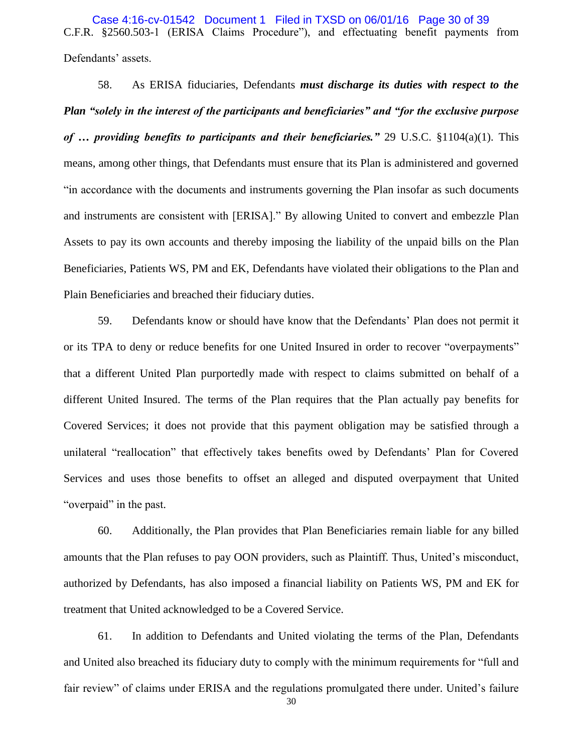C.F.R. §2560.503-1 (ERISA Claims Procedure"), and effectuating benefit payments from Defendants' assets.

58. As ERISA fiduciaries, Defendants ***must discharge its duties with respect to the Plan "solely in the interest of the participants and beneficiaries" and "for the exclusive purpose of … providing benefits to participants and their beneficiaries."*** 29 U.S.C. §1104(a)(1). This means, among other things, that Defendants must ensure that its Plan is administered and governed "in accordance with the documents and instruments governing the Plan insofar as such documents and instruments are consistent with [ERISA]." By allowing United to convert and embezzle Plan Assets to pay its own accounts and thereby imposing the liability of the unpaid bills on the Plan Beneficiaries, Patients WS, PM and EK, Defendants have violated their obligations to the Plan and Plain Beneficiaries and breached their fiduciary duties.

59. Defendants know or should have know that the Defendants' Plan does not permit it or its TPA to deny or reduce benefits for one United Insured in order to recover "overpayments" that a different United Plan purportedly made with respect to claims submitted on behalf of a different United Insured. The terms of the Plan requires that the Plan actually pay benefits for Covered Services; it does not provide that this payment obligation may be satisfied through a unilateral "reallocation" that effectively takes benefits owed by Defendants' Plan for Covered Services and uses those benefits to offset an alleged and disputed overpayment that United "overpaid" in the past.

60. Additionally, the Plan provides that Plan Beneficiaries remain liable for any billed amounts that the Plan refuses to pay OON providers, such as Plaintiff. Thus, United's misconduct, authorized by Defendants, has also imposed a financial liability on Patients WS, PM and EK for treatment that United acknowledged to be a Covered Service.

61. In addition to Defendants and United violating the terms of the Plan, Defendants and United also breached its fiduciary duty to comply with the minimum requirements for "full and fair review" of claims under ERISA and the regulations promulgated there under. United's failure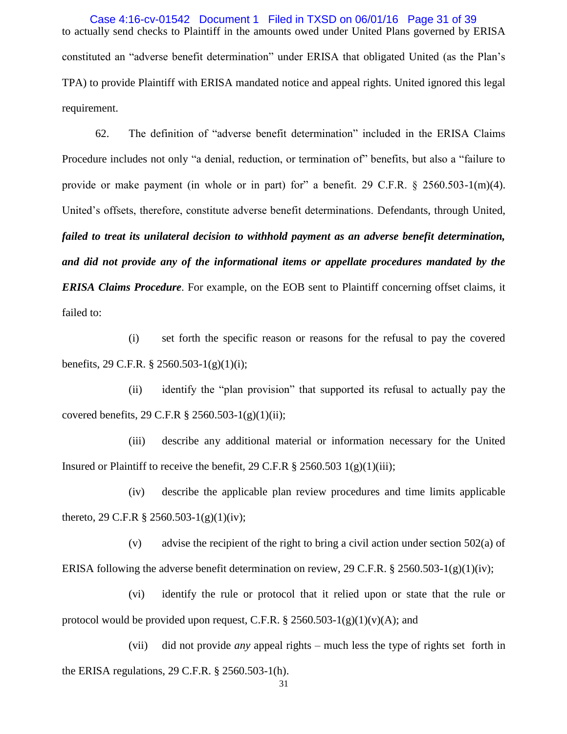to actually send checks to Plaintiff in the amounts owed under United Plans governed by ERISA constituted an "adverse benefit determination" under ERISA that obligated United (as the Plan's TPA) to provide Plaintiff with ERISA mandated notice and appeal rights. United ignored this legal requirement.

62. The definition of "adverse benefit determination" included in the ERISA Claims Procedure includes not only "a denial, reduction, or termination of" benefits, but also a "failure to provide or make payment (in whole or in part) for" a benefit. 29 C.F.R. § 2560.503-1(m)(4). United's offsets, therefore, constitute adverse benefit determinations. Defendants, through United, ***failed to treat its unilateral decision to withhold payment as an adverse benefit determination, and did not provide any of the informational items or appellate procedures mandated by the ERISA Claims Procedure***. For example, on the EOB sent to Plaintiff concerning offset claims, it failed to:

(i) set forth the specific reason or reasons for the refusal to pay the covered benefits, 29 C.F.R. § 2560.503-1(g)(1)(i);

(ii) identify the "plan provision" that supported its refusal to actually pay the covered benefits, 29 C.F.R § 2560.503-1(g)(1)(ii);

(iii) describe any additional material or information necessary for the United Insured or Plaintiff to receive the benefit, 29 C.F.R § 2560.503 1(g)(1)(iii);

(iv) describe the applicable plan review procedures and time limits applicable thereto, 29 C.F.R § 2560.503-1(g)(1)(iv);

(v) advise the recipient of the right to bring a civil action under section 502(a) of ERISA following the adverse benefit determination on review, 29 C.F.R. § 2560.503-1(g)(1)(iv);

(vi) identify the rule or protocol that it relied upon or state that the rule or protocol would be provided upon request, C.F.R. § 2560.503-1(g)(1)(v)(A); and

(vii) did not provide *any* appeal rights – much less the type of rights set forth in the ERISA regulations, 29 C.F.R. § 2560.503-1(h).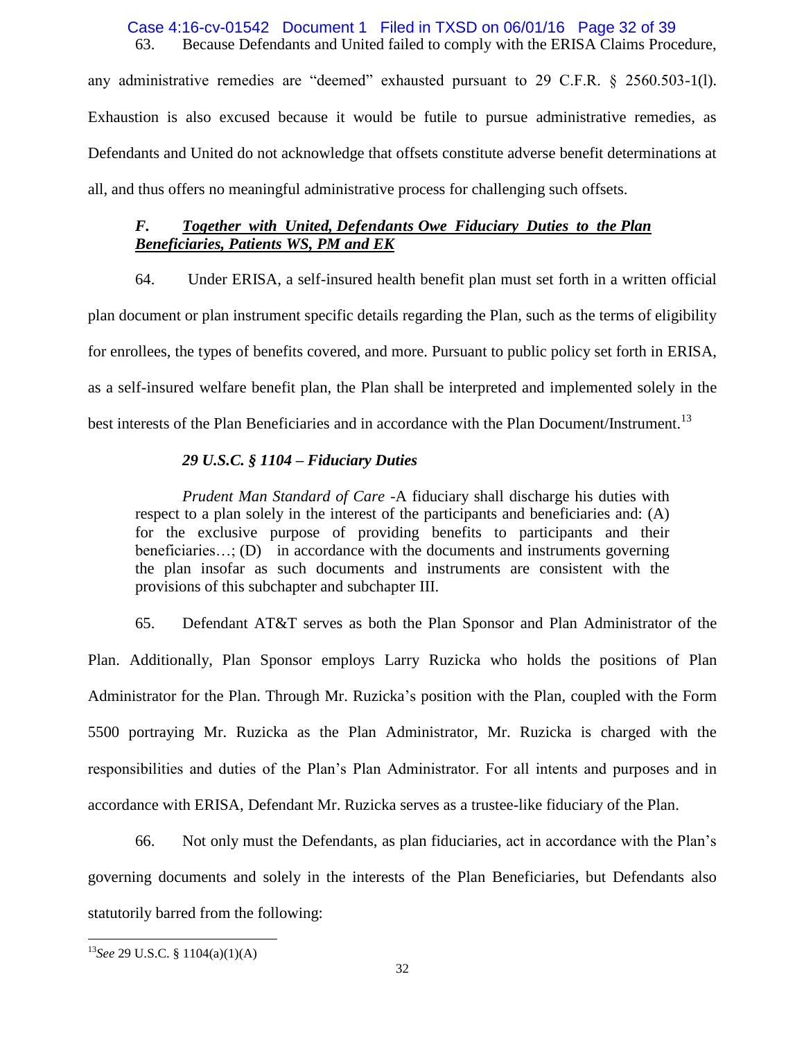63. Because Defendants and United failed to comply with the ERISA Claims Procedure, any administrative remedies are "deemed" exhausted pursuant to 29 C.F.R. § 2560.503-1(l). Exhaustion is also excused because it would be futile to pursue administrative remedies, as Defendants and United do not acknowledge that offsets constitute adverse benefit determinations at all, and thus offers no meaningful administrative process for challenging such offsets.

### *F. <u>Together with United, Defendants Owe Fiduciary Duties to the Plan Beneficiaries, Patients WS, PM and EK</u>*

64. Under ERISA, a self-insured health benefit plan must set forth in a written official plan document or plan instrument specific details regarding the Plan, such as the terms of eligibility for enrollees, the types of benefits covered, and more. Pursuant to public policy set forth in ERISA, as a self-insured welfare benefit plan, the Plan shall be interpreted and implemented solely in the best interests of the Plan Beneficiaries and in accordance with the Plan Document/Instrument.[13]

***29 U.S.C. § 1104 – Fiduciary Duties***

> *Prudent Man Standard of Care* -A fiduciary shall discharge his duties with respect to a plan solely in the interest of the participants and beneficiaries and: (A) for the exclusive purpose of providing benefits to participants and their beneficiaries…; (D) in accordance with the documents and instruments governing the plan insofar as such documents and instruments are consistent with the provisions of this subchapter and subchapter III.

65. Defendant AT&T serves as both the Plan Sponsor and Plan Administrator of the Plan. Additionally, Plan Sponsor employs Larry Ruzicka who holds the positions of Plan Administrator for the Plan. Through Mr. Ruzicka's position with the Plan, coupled with the Form 5500 portraying Mr. Ruzicka as the Plan Administrator, Mr. Ruzicka is charged with the responsibilities and duties of the Plan's Plan Administrator. For all intents and purposes and in accordance with ERISA, Defendant Mr. Ruzicka serves as a trustee-like fiduciary of the Plan.

66. Not only must the Defendants, as plan fiduciaries, act in accordance with the Plan's governing documents and solely in the interests of the Plan Beneficiaries, but Defendants also statutorily barred from the following:

---

[13] *See* 29 U.S.C. § 1104(a)(1)(A)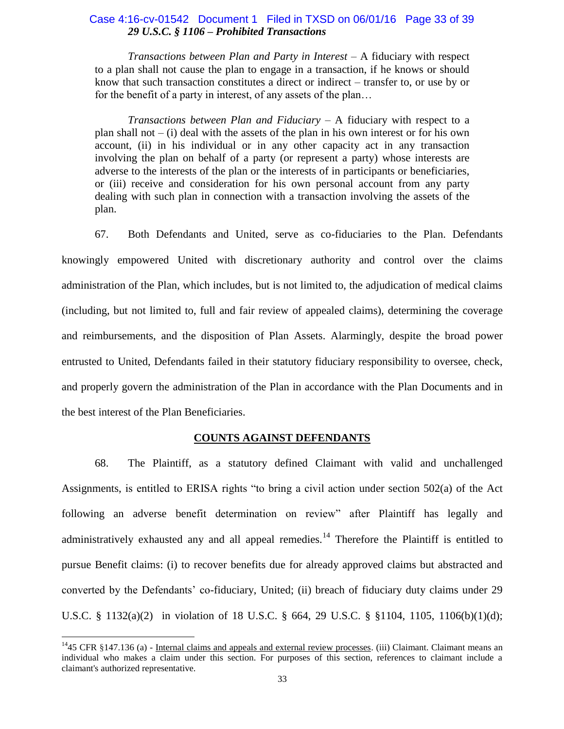***29 U.S.C. § 1106 – Prohibited Transactions***

*Transactions between Plan and Party in Interest* – A fiduciary with respect to a plan shall not cause the plan to engage in a transaction, if he knows or should know that such transaction constitutes a direct or indirect – transfer to, or use by or for the benefit of a party in interest, of any assets of the plan…

*Transactions between Plan and Fiduciary* – A fiduciary with respect to a plan shall not – (i) deal with the assets of the plan in his own interest or for his own account, (ii) in his individual or in any other capacity act in any transaction involving the plan on behalf of a party (or represent a party) whose interests are adverse to the interests of the plan or the interests of in participants or beneficiaries, or (iii) receive and consideration for his own personal account from any party dealing with such plan in connection with a transaction involving the assets of the plan.

67. Both Defendants and United, serve as co-fiduciaries to the Plan. Defendants knowingly empowered United with discretionary authority and control over the claims administration of the Plan, which includes, but is not limited to, the adjudication of medical claims (including, but not limited to, full and fair review of appealed claims), determining the coverage and reimbursements, and the disposition of Plan Assets. Alarmingly, despite the broad power entrusted to United, Defendants failed in their statutory fiduciary responsibility to oversee, check, and properly govern the administration of the Plan in accordance with the Plan Documents and in the best interest of the Plan Beneficiaries.

## **COUNTS AGAINST DEFENDANTS**

68. The Plaintiff, as a statutory defined Claimant with valid and unchallenged Assignments, is entitled to ERISA rights "to bring a civil action under section 502(a) of the Act following an adverse benefit determination on review" after Plaintiff has legally and administratively exhausted any and all appeal remedies.[14] Therefore the Plaintiff is entitled to pursue Benefit claims: (i) to recover benefits due for already approved claims but abstracted and converted by the Defendants' co-fiduciary, United; (ii) breach of fiduciary duty claims under 29 U.S.C. § 1132(a)(2) in violation of 18 U.S.C. § 664, 29 U.S.C. § §1104, 1105, 1106(b)(1)(d);

[14] 45 CFR §147.136 (a) - Internal claims and appeals and external review processes. (iii) Claimant. Claimant means an individual who makes a claim under this section. For purposes of this section, references to claimant include a claimant's authorized representative.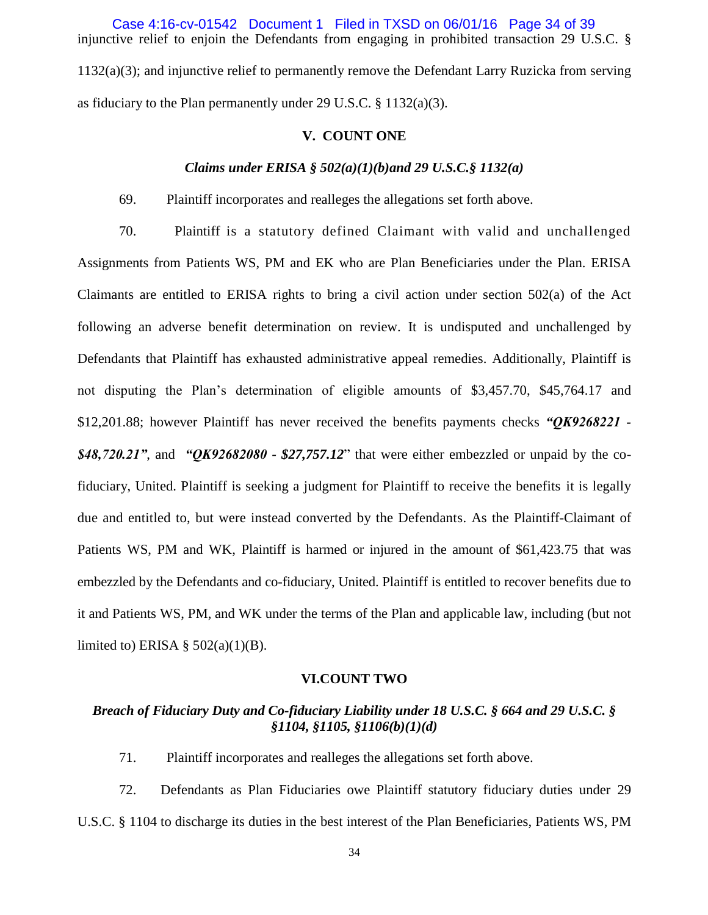injunctive relief to enjoin the Defendants from engaging in prohibited transaction 29 U.S.C. § 1132(a)(3); and injunctive relief to permanently remove the Defendant Larry Ruzicka from serving as fiduciary to the Plan permanently under 29 U.S.C. § 1132(a)(3).

## V. COUNT ONE

### *Claims under ERISA § 502(a)(1)(b)and 29 U.S.C.§ 1132(a)*

69. Plaintiff incorporates and realleges the allegations set forth above.

70. Plaintiff is a statutory defined Claimant with valid and unchallenged Assignments from Patients WS, PM and EK who are Plan Beneficiaries under the Plan. ERISA Claimants are entitled to ERISA rights to bring a civil action under section 502(a) of the Act following an adverse benefit determination on review. It is undisputed and unchallenged by Defendants that Plaintiff has exhausted administrative appeal remedies. Additionally, Plaintiff is not disputing the Plan's determination of eligible amounts of $3,457.70, $45,764.17 and $12,201.88; however Plaintiff has never received the benefits payments checks ***"QK9268221 - $48,720.21"***, and ***"QK92682080 - $27,757.12***" that were either embezzled or unpaid by the co-fiduciary, United. Plaintiff is seeking a judgment for Plaintiff to receive the benefits it is legally due and entitled to, but were instead converted by the Defendants. As the Plaintiff-Claimant of Patients WS, PM and WK, Plaintiff is harmed or injured in the amount of $61,423.75 that was embezzled by the Defendants and co-fiduciary, United. Plaintiff is entitled to recover benefits due to it and Patients WS, PM, and WK under the terms of the Plan and applicable law, including (but not limited to) ERISA § 502(a)(1)(B).

## VI.COUNT TWO

### *Breach of Fiduciary Duty and Co-fiduciary Liability under 18 U.S.C. § 664 and 29 U.S.C. § §1104, §1105, §1106(b)(1)(d)*

71. Plaintiff incorporates and realleges the allegations set forth above.

72. Defendants as Plan Fiduciaries owe Plaintiff statutory fiduciary duties under 29 U.S.C. § 1104 to discharge its duties in the best interest of the Plan Beneficiaries, Patients WS, PM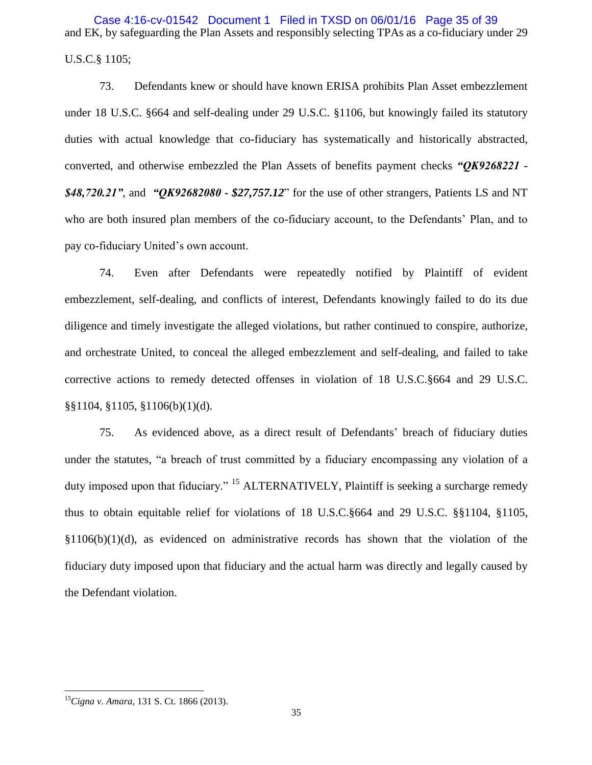and EK, by safeguarding the Plan Assets and responsibly selecting TPAs as a co-fiduciary under 29 U.S.C.§ 1105;

73. Defendants knew or should have known ERISA prohibits Plan Asset embezzlement under 18 U.S.C. §664 and self-dealing under 29 U.S.C. §1106, but knowingly failed its statutory duties with actual knowledge that co-fiduciary has systematically and historically abstracted, converted, and otherwise embezzled the Plan Assets of benefits payment checks ***"QK9268221 - $48,720.21"***, and ***"QK92682080 - $27,757.12***" for the use of other strangers, Patients LS and NT who are both insured plan members of the co-fiduciary account, to the Defendants' Plan, and to pay co-fiduciary United's own account.

74. Even after Defendants were repeatedly notified by Plaintiff of evident embezzlement, self-dealing, and conflicts of interest, Defendants knowingly failed to do its due diligence and timely investigate the alleged violations, but rather continued to conspire, authorize, and orchestrate United, to conceal the alleged embezzlement and self-dealing, and failed to take corrective actions to remedy detected offenses in violation of 18 U.S.C.§664 and 29 U.S.C. §§1104, §1105, §1106(b)(1)(d).

75. As evidenced above, as a direct result of Defendants' breach of fiduciary duties under the statutes, "a breach of trust committed by a fiduciary encompassing any violation of a duty imposed upon that fiduciary." [15] ALTERNATIVELY, Plaintiff is seeking a surcharge remedy thus to obtain equitable relief for violations of 18 U.S.C.§664 and 29 U.S.C. §§1104, §1105, §1106(b)(1)(d), as evidenced on administrative records has shown that the violation of the fiduciary duty imposed upon that fiduciary and the actual harm was directly and legally caused by the Defendant violation.

---

[15] *Cigna v. Amara,* 131 S. Ct. 1866 (2013).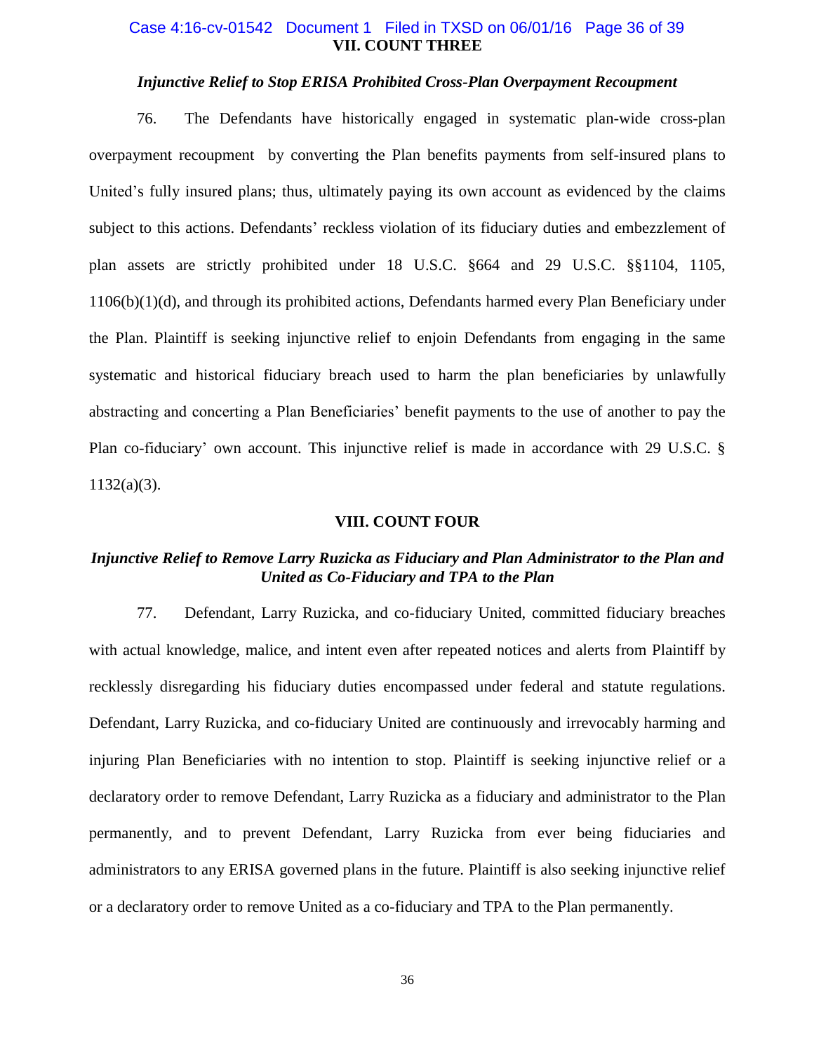## VII. COUNT THREE

### *Injunctive Relief to Stop ERISA Prohibited Cross-Plan Overpayment Recoupment*

76. The Defendants have historically engaged in systematic plan-wide cross-plan overpayment recoupment by converting the Plan benefits payments from self-insured plans to United's fully insured plans; thus, ultimately paying its own account as evidenced by the claims subject to this actions. Defendants' reckless violation of its fiduciary duties and embezzlement of plan assets are strictly prohibited under 18 U.S.C. §664 and 29 U.S.C. §§1104, 1105, 1106(b)(1)(d), and through its prohibited actions, Defendants harmed every Plan Beneficiary under the Plan. Plaintiff is seeking injunctive relief to enjoin Defendants from engaging in the same systematic and historical fiduciary breach used to harm the plan beneficiaries by unlawfully abstracting and concerting a Plan Beneficiaries' benefit payments to the use of another to pay the Plan co-fiduciary' own account. This injunctive relief is made in accordance with 29 U.S.C. § 1132(a)(3).

## VIII. COUNT FOUR

### *Injunctive Relief to Remove Larry Ruzicka as Fiduciary and Plan Administrator to the Plan and United as Co-Fiduciary and TPA to the Plan*

77. Defendant, Larry Ruzicka, and co-fiduciary United, committed fiduciary breaches with actual knowledge, malice, and intent even after repeated notices and alerts from Plaintiff by recklessly disregarding his fiduciary duties encompassed under federal and statute regulations. Defendant, Larry Ruzicka, and co-fiduciary United are continuously and irrevocably harming and injuring Plan Beneficiaries with no intention to stop. Plaintiff is seeking injunctive relief or a declaratory order to remove Defendant, Larry Ruzicka as a fiduciary and administrator to the Plan permanently, and to prevent Defendant, Larry Ruzicka from ever being fiduciaries and administrators to any ERISA governed plans in the future. Plaintiff is also seeking injunctive relief or a declaratory order to remove United as a co-fiduciary and TPA to the Plan permanently.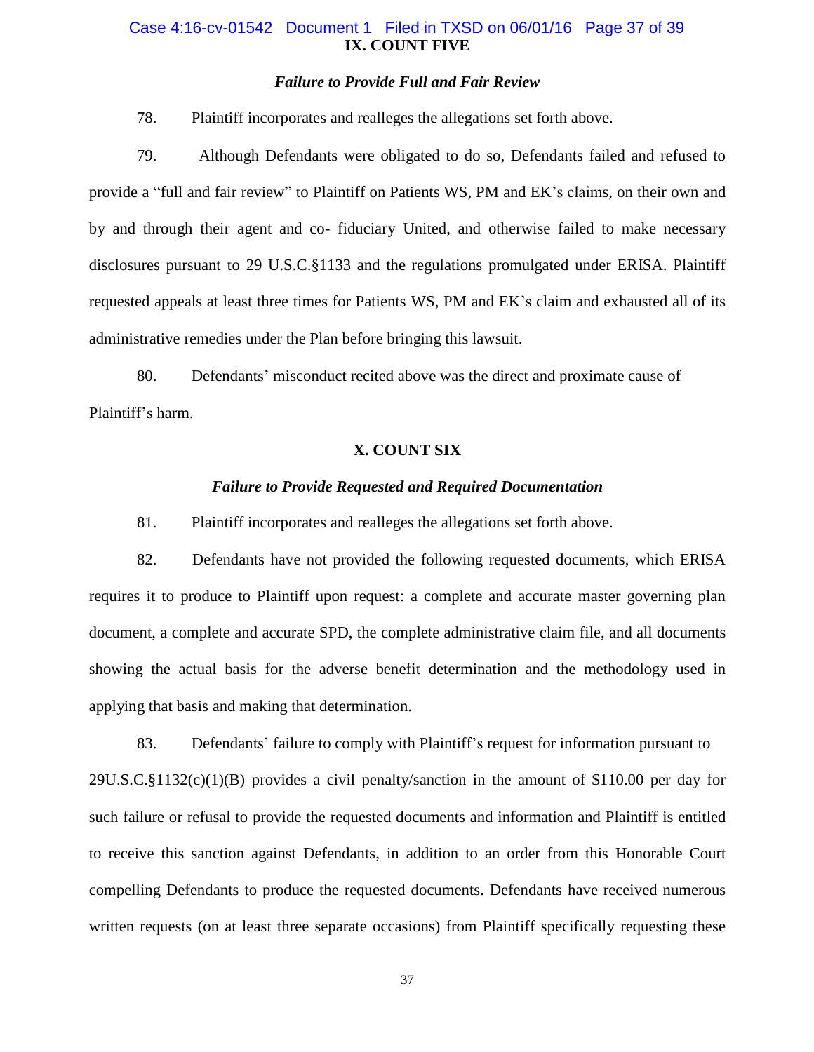## IX. COUNT FIVE

### *Failure to Provide Full and Fair Review*

78. Plaintiff incorporates and realleges the allegations set forth above.

79. Although Defendants were obligated to do so, Defendants failed and refused to provide a "full and fair review" to Plaintiff on Patients WS, PM and EK's claims, on their own and by and through their agent and co- fiduciary United, and otherwise failed to make necessary disclosures pursuant to 29 U.S.C.§1133 and the regulations promulgated under ERISA. Plaintiff requested appeals at least three times for Patients WS, PM and EK's claim and exhausted all of its administrative remedies under the Plan before bringing this lawsuit.

80. Defendants' misconduct recited above was the direct and proximate cause of Plaintiff's harm.

## X. COUNT SIX

### *Failure to Provide Requested and Required Documentation*

81. Plaintiff incorporates and realleges the allegations set forth above.

82. Defendants have not provided the following requested documents, which ERISA requires it to produce to Plaintiff upon request: a complete and accurate master governing plan document, a complete and accurate SPD, the complete administrative claim file, and all documents showing the actual basis for the adverse benefit determination and the methodology used in applying that basis and making that determination.

83. Defendants' failure to comply with Plaintiff's request for information pursuant to 29U.S.C.§1132(c)(1)(B) provides a civil penalty/sanction in the amount of $110.00 per day for such failure or refusal to provide the requested documents and information and Plaintiff is entitled to receive this sanction against Defendants, in addition to an order from this Honorable Court compelling Defendants to produce the requested documents. Defendants have received numerous written requests (on at least three separate occasions) from Plaintiff specifically requesting these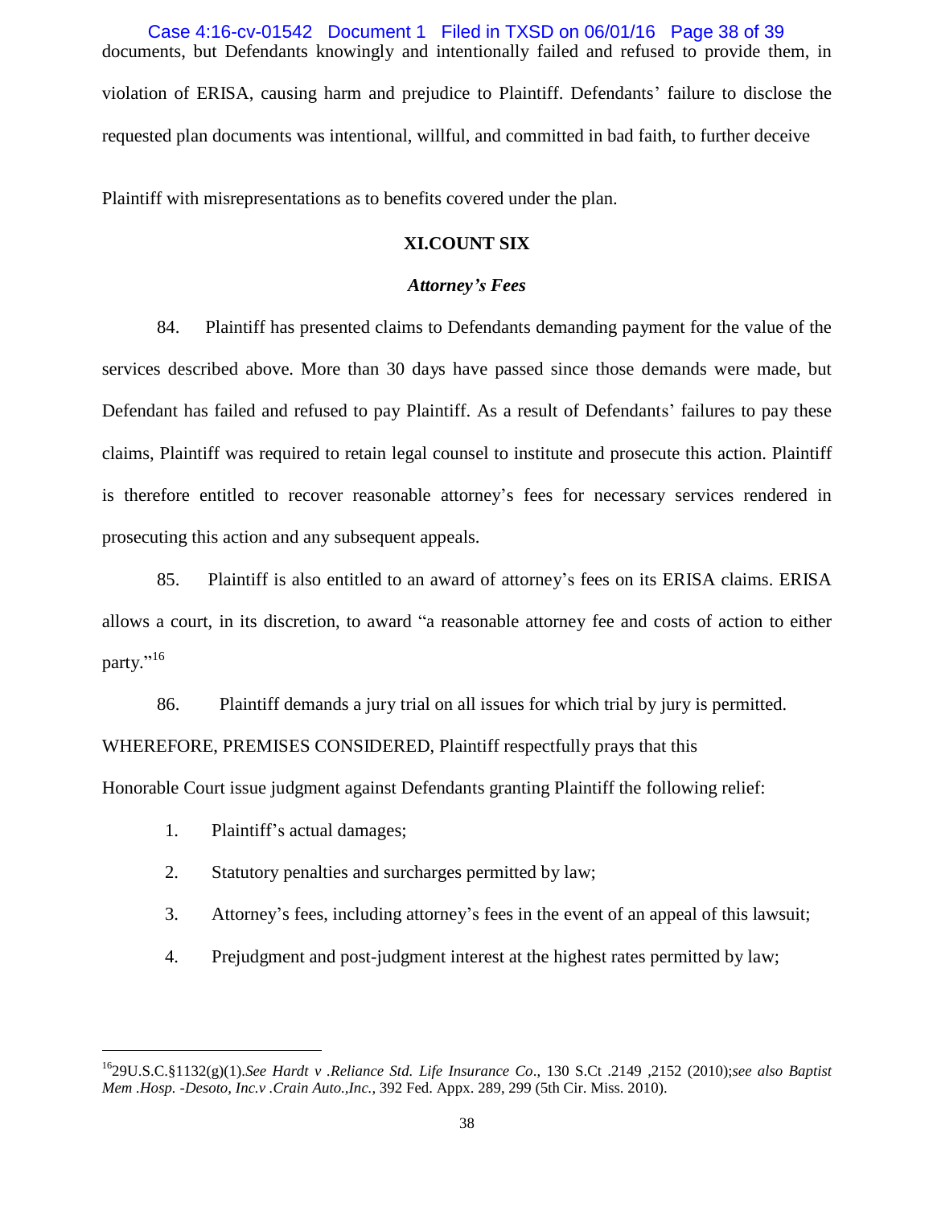documents, but Defendants knowingly and intentionally failed and refused to provide them, in violation of ERISA, causing harm and prejudice to Plaintiff. Defendants' failure to disclose the requested plan documents was intentional, willful, and committed in bad faith, to further deceive

Plaintiff with misrepresentations as to benefits covered under the plan.

## XI.COUNT SIX

### *Attorney's Fees*

84. Plaintiff has presented claims to Defendants demanding payment for the value of the services described above. More than 30 days have passed since those demands were made, but Defendant has failed and refused to pay Plaintiff. As a result of Defendants' failures to pay these claims, Plaintiff was required to retain legal counsel to institute and prosecute this action. Plaintiff is therefore entitled to recover reasonable attorney's fees for necessary services rendered in prosecuting this action and any subsequent appeals.

85. Plaintiff is also entitled to an award of attorney's fees on its ERISA claims. ERISA allows a court, in its discretion, to award "a reasonable attorney fee and costs of action to either party."[16]

86. Plaintiff demands a jury trial on all issues for which trial by jury is permitted.

WHEREFORE, PREMISES CONSIDERED, Plaintiff respectfully prays that this Honorable Court issue judgment against Defendants granting Plaintiff the following relief:

1. Plaintiff's actual damages;
2. Statutory penalties and surcharges permitted by law;
3. Attorney's fees, including attorney's fees in the event of an appeal of this lawsuit;
4. Prejudgment and post-judgment interest at the highest rates permitted by law;

---

[16] 29U.S.C.§1132(g)(1).*See Hardt v .Reliance Std. Life Insurance Co*., 130 S.Ct .2149 ,2152 (2010);*see also Baptist Mem .Hosp. -Desoto, Inc.v .Crain Auto.,Inc.,* 392 Fed. Appx. 289, 299 (5th Cir. Miss. 2010).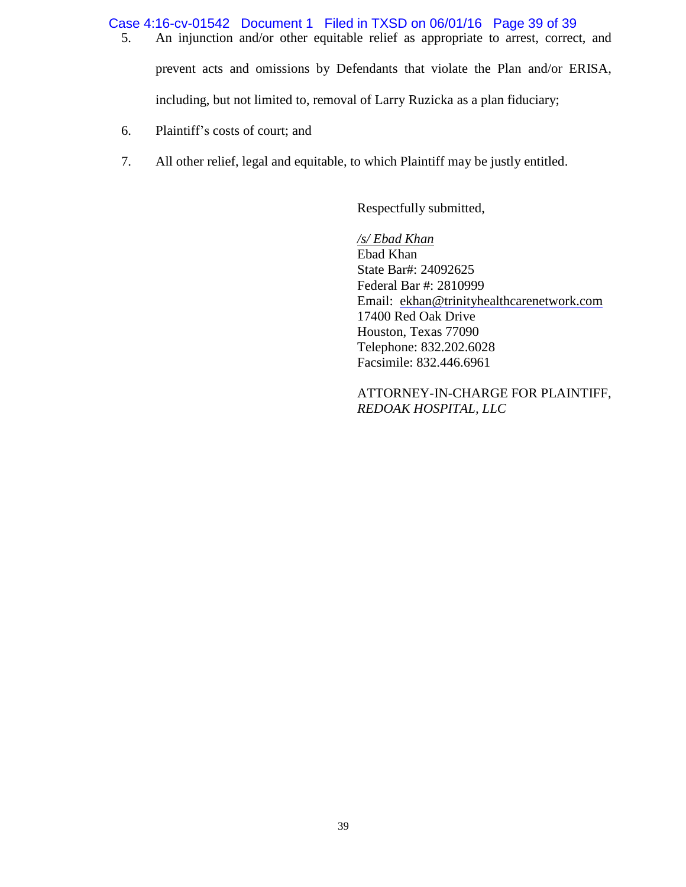5. An injunction and/or other equitable relief as appropriate to arrest, correct, and prevent acts and omissions by Defendants that violate the Plan and/or ERISA, including, but not limited to, removal of Larry Ruzicka as a plan fiduciary;

6. Plaintiff's costs of court; and

7. All other relief, legal and equitable, to which Plaintiff may be justly entitled.

Respectfully submitted,

*/s/ Ebad Khan*
Ebad Khan
State Bar#: 24092625
Federal Bar #: 2810999
Email: ekhan@trinityhealthcarenetwork.com
17400 Red Oak Drive
Houston, Texas 77090
Telephone: 832.202.6028
Facsimile: 832.446.6961

ATTORNEY-IN-CHARGE FOR PLAINTIFF,
*REDOAK HOSPITAL, LLC*